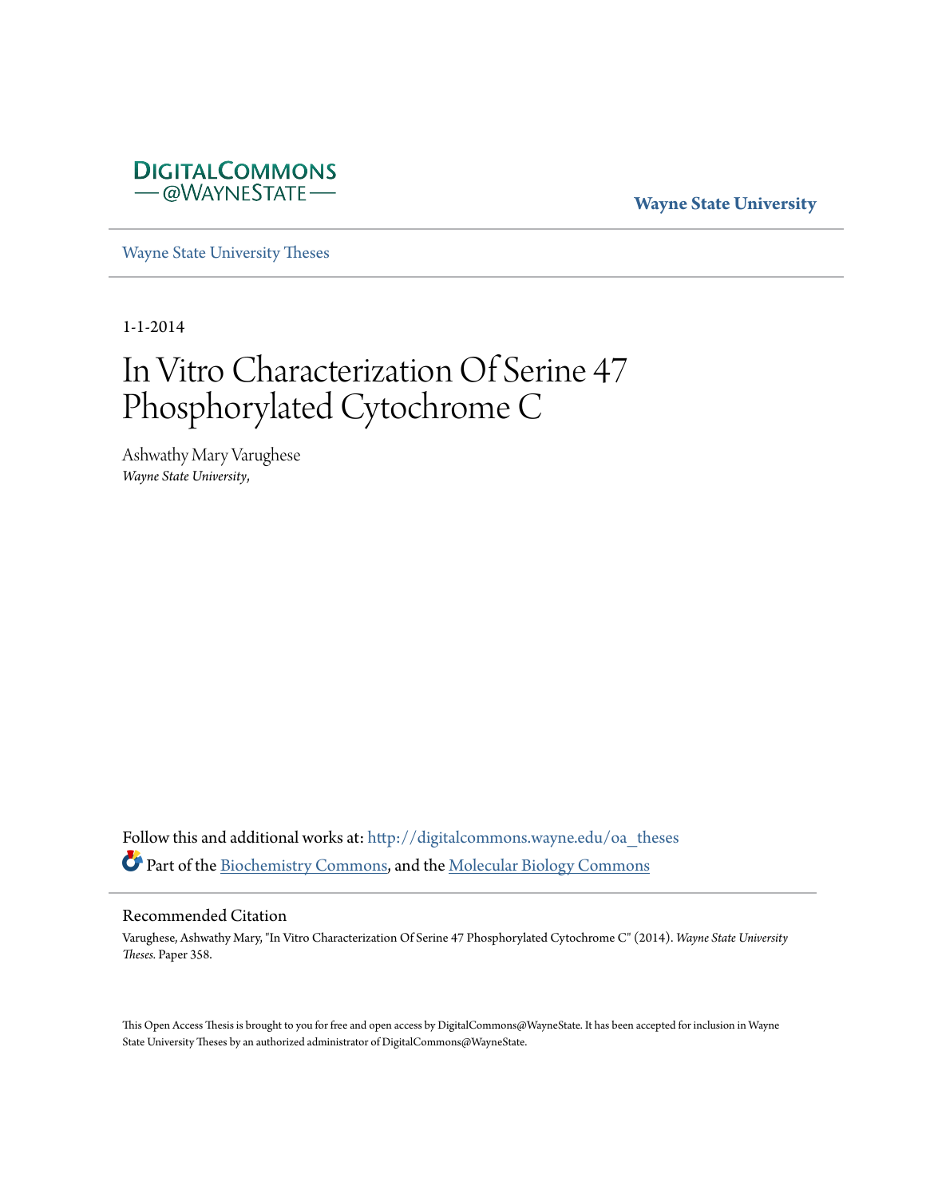DigitalCommons @WayneState

**Wayne State University**

Wayne State University Theses

1-1-2014

# In Vitro Characterization Of Serine 47 Phosphorylated Cytochrome C

Ashwathy Mary Varughese
*Wayne State University,*

Follow this and additional works at: http://digitalcommons.wayne.edu/oa_theses

Part of the Biochemistry Commons, and the Molecular Biology Commons

## Recommended Citation

Varughese, Ashwathy Mary, "In Vitro Characterization Of Serine 47 Phosphorylated Cytochrome C" (2014). *Wayne State University Theses.* Paper 358.

This Open Access Thesis is brought to you for free and open access by DigitalCommons@WayneState. It has been accepted for inclusion in Wayne State University Theses by an authorized administrator of DigitalCommons@WayneState.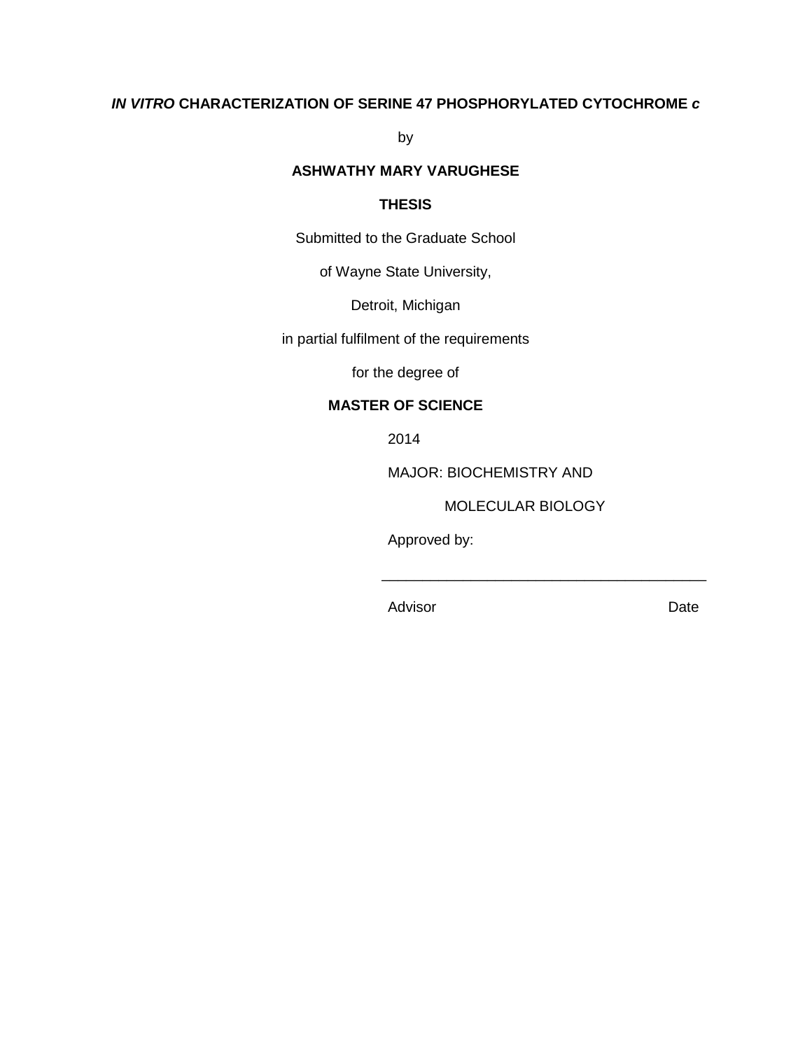# *IN VITRO* CHARACTERIZATION OF SERINE 47 PHOSPHORYLATED CYTOCHROME *c*

by

**ASHWATHY MARY VARUGHESE**

**THESIS**

Submitted to the Graduate School

of Wayne State University,

Detroit, Michigan

in partial fulfilment of the requirements

for the degree of

**MASTER OF SCIENCE**

2014

MAJOR: BIOCHEMISTRY AND

MOLECULAR BIOLOGY

Approved by:

\_\_\_\_\_\_\_\_\_\_\_\_\_\_\_\_\_\_\_\_\_\_\_\_\_\_\_\_\_\_\_\_\_\_\_\_\_\_\_\_

Advisor Date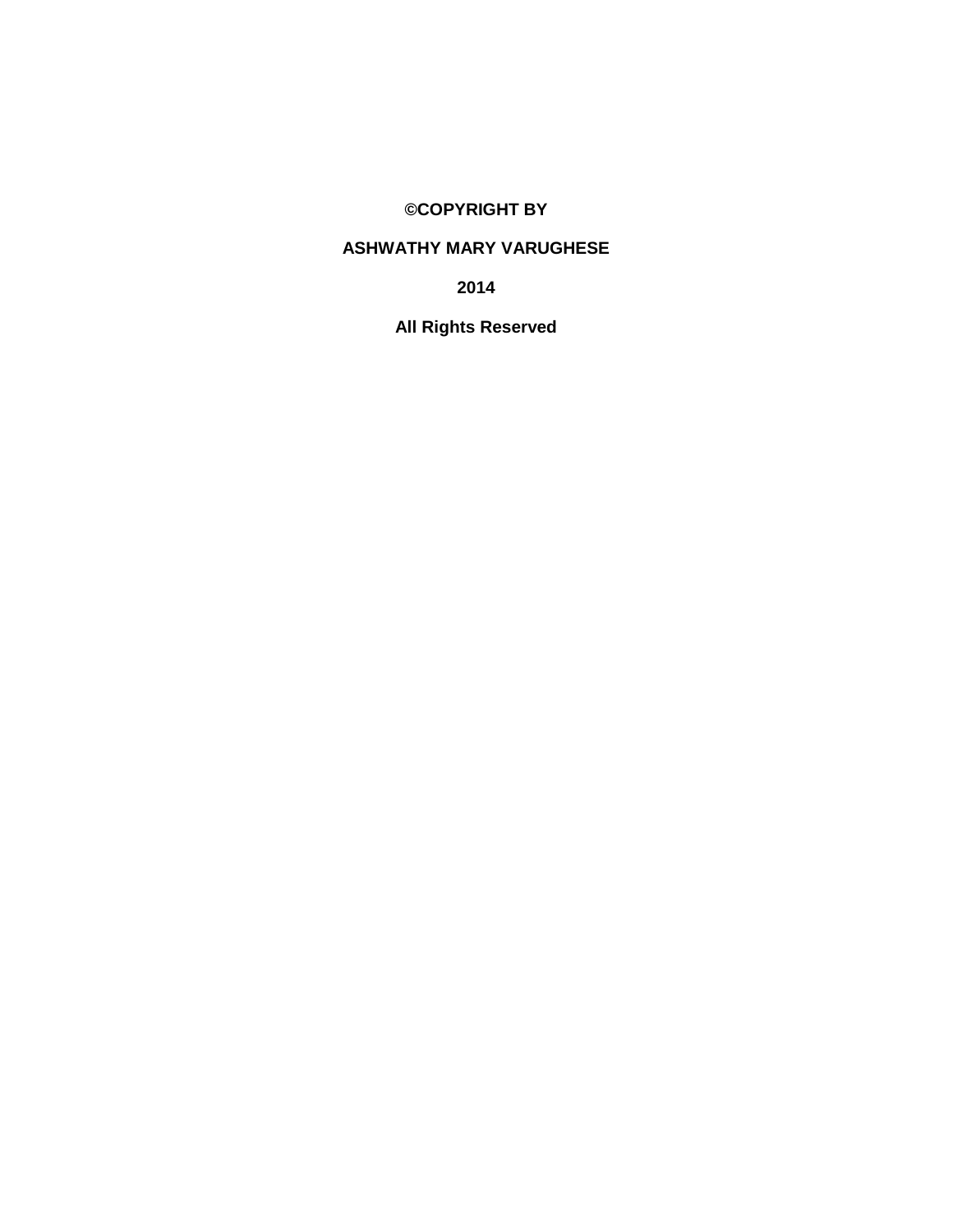**©COPYRIGHT BY**

**ASHWATHY MARY VARUGHESE**

**2014**

**All Rights Reserved**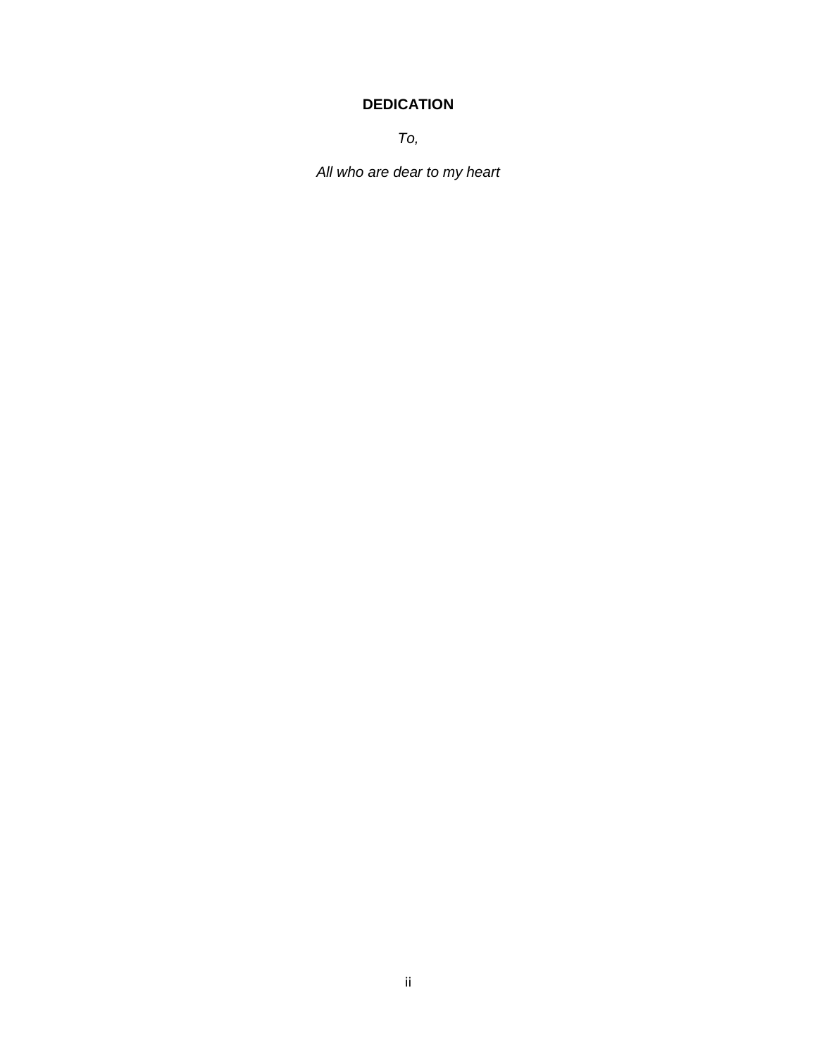# DEDICATION

*To,*

*All who are dear to my heart*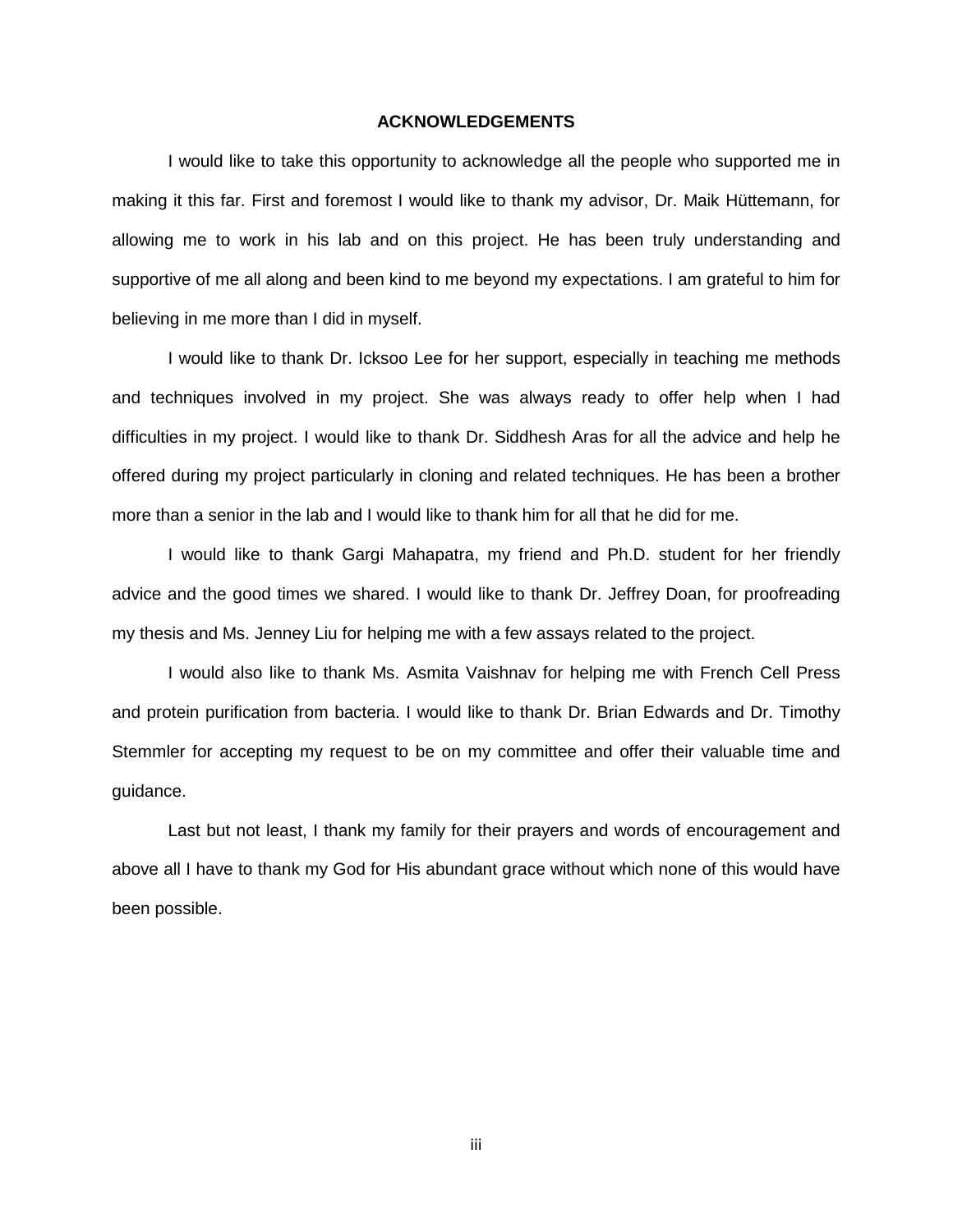# ACKNOWLEDGEMENTS

I would like to take this opportunity to acknowledge all the people who supported me in making it this far. First and foremost I would like to thank my advisor, Dr. Maik Hüttemann, for allowing me to work in his lab and on this project. He has been truly understanding and supportive of me all along and been kind to me beyond my expectations. I am grateful to him for believing in me more than I did in myself.

I would like to thank Dr. Icksoo Lee for her support, especially in teaching me methods and techniques involved in my project. She was always ready to offer help when I had difficulties in my project. I would like to thank Dr. Siddhesh Aras for all the advice and help he offered during my project particularly in cloning and related techniques. He has been a brother more than a senior in the lab and I would like to thank him for all that he did for me.

I would like to thank Gargi Mahapatra, my friend and Ph.D. student for her friendly advice and the good times we shared. I would like to thank Dr. Jeffrey Doan, for proofreading my thesis and Ms. Jenney Liu for helping me with a few assays related to the project.

I would also like to thank Ms. Asmita Vaishnav for helping me with French Cell Press and protein purification from bacteria. I would like to thank Dr. Brian Edwards and Dr. Timothy Stemmler for accepting my request to be on my committee and offer their valuable time and guidance.

Last but not least, I thank my family for their prayers and words of encouragement and above all I have to thank my God for His abundant grace without which none of this would have been possible.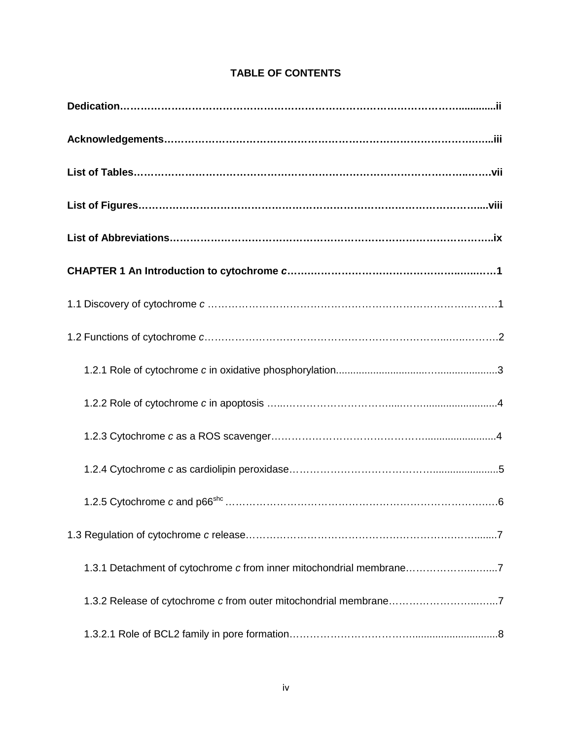# TABLE OF CONTENTS

**Dedication……………………………………………………………………………………..............ii**

**Acknowledgements……………………………………………………………………………...iii**

**List of Tables…………………………………………………………………………………….vii**

**List of Figures…………………………………………………………………………………....viii**

**List of Abbreviations…………………………………………………………………………..ix**

**CHAPTER 1 An Introduction to cytochrome *c*…………………………………………………1**

1.1 Discovery of cytochrome *c* ……………………………………………………………………1

1.2 Functions of cytochrome *c*……………………………………………………………………2

  1.2.1 Role of cytochrome *c* in oxidative phosphorylation.........................................3

  1.2.2 Role of cytochrome *c* in apoptosis ……………………………...........................4

  1.2.3 Cytochrome *c* as a ROS scavenger……………………………………......................4

  1.2.4 Cytochrome *c* as cardiolipin peroxidase……………………………………......................5

  1.2.5 Cytochrome *c* and p66[shc] ………………………………………………………………6

1.3 Regulation of cytochrome *c* release…………………………………………………….......7

  1.3.1 Detachment of cytochrome *c* from inner mitochondrial membrane……………......7

  1.3.2 Release of cytochrome *c* from outer mitochondrial membrane………………......7

  1.3.2.1 Role of BCL2 family in pore formation…………………………….............................8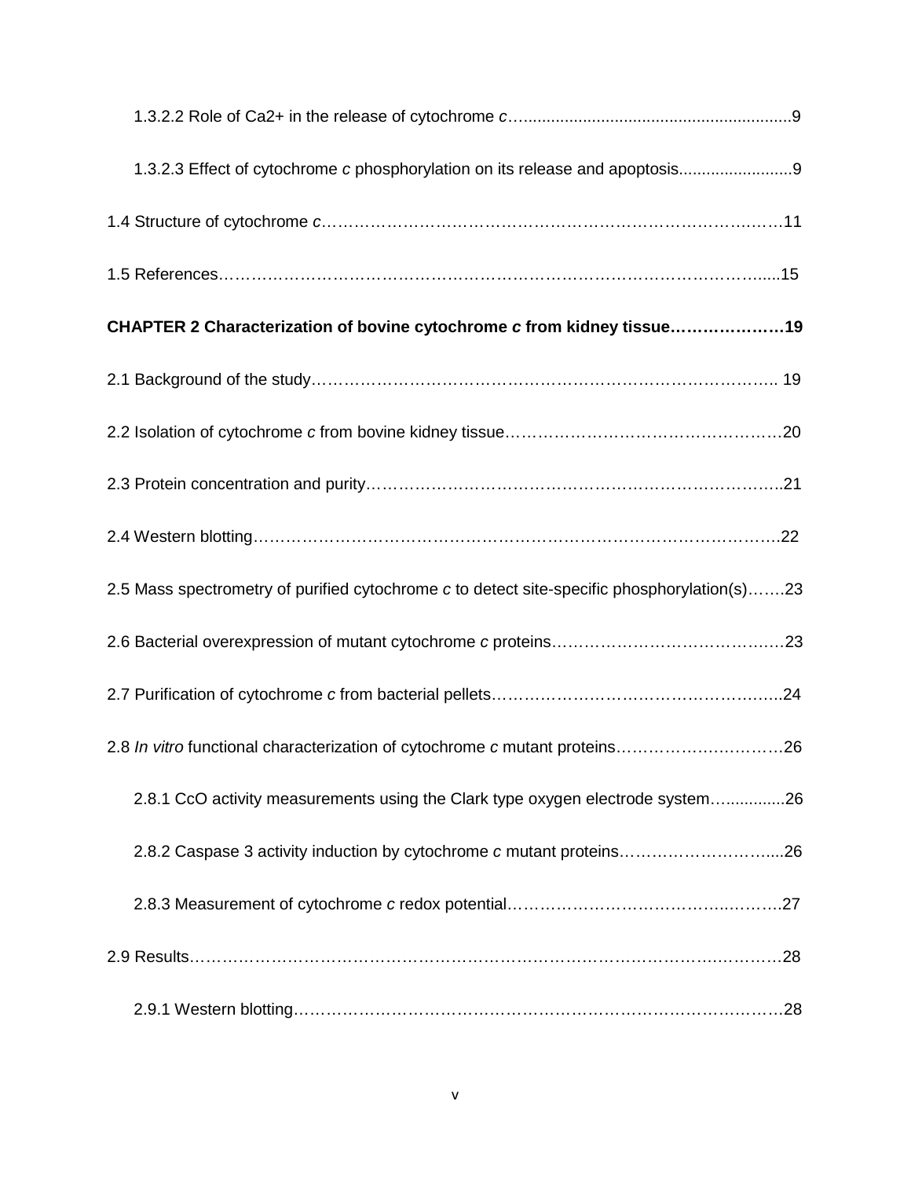1.3.2.2 Role of Ca2+ in the release of cytochrome *c*……………………………………………………………9

1.3.2.3 Effect of cytochrome *c* phosphorylation on its release and apoptosis……………………9

1.4 Structure of cytochrome *c*……………………………………………………………………………11

1.5 References…………………………………………………………………………………………………15

**CHAPTER 2 Characterization of bovine cytochrome *c* from kidney tissue…………………19**

2.1 Background of the study…………………………………………………………………………… 19

2.2 Isolation of cytochrome *c* from bovine kidney tissue……………………………………………20

2.3 Protein concentration and purity…………………………………………………………………..21

2.4 Western blotting……………………………………………………………………………………….22

2.5 Mass spectrometry of purified cytochrome *c* to detect site-specific phosphorylation(s)…….23

2.6 Bacterial overexpression of mutant cytochrome *c* proteins……………………………………23

2.7 Purification of cytochrome *c* from bacterial pellets……………………………………………..24

2.8 *In vitro* functional characterization of cytochrome *c* mutant proteins…………………………26

2.8.1 CcO activity measurements using the Clark type oxygen electrode system…..............26

2.8.2 Caspase 3 activity induction by cytochrome *c* mutant proteins………………………....26

2.8.3 Measurement of cytochrome *c* redox potential…………………………………………….27

2.9 Results……………………………………………………………………………………………………28

2.9.1 Western blotting………………………………………………………………………………….28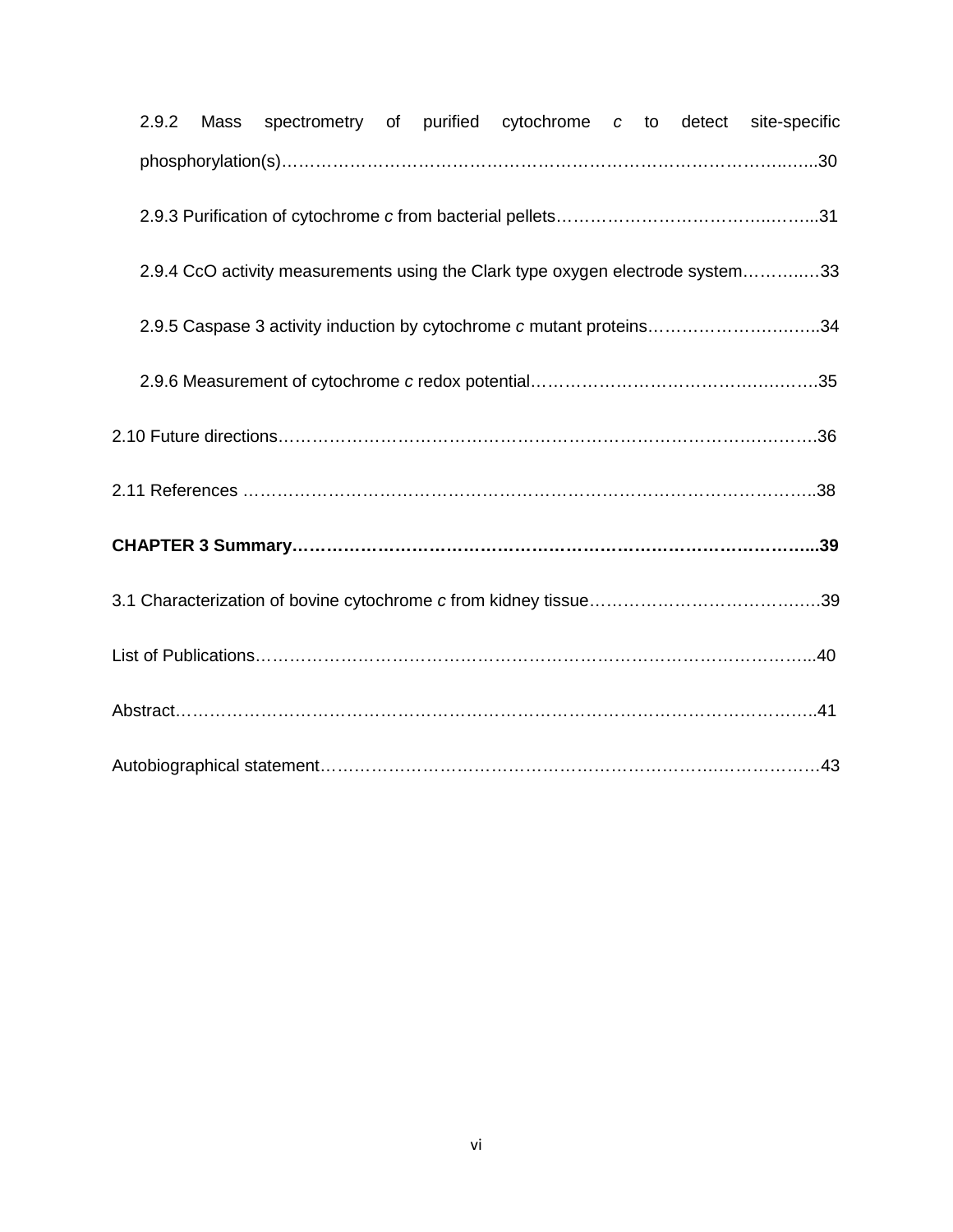2.9.2 Mass spectrometry of purified cytochrome *c* to detect site-specific phosphorylation(s)……………………………………………………………………………..30

2.9.3 Purification of cytochrome *c* from bacterial pellets……………………………….…...31

2.9.4 CcO activity measurements using the Clark type oxygen electrode system……..…33

2.9.5 Caspase 3 activity induction by cytochrome *c* mutant proteins………………….……..34

2.9.6 Measurement of cytochrome *c* redox potential……………………………………….….35

2.10 Future directions……………………………………………………………………….….36

2.11 References ………………………………………………………………………………..38

**CHAPTER 3 Summary…………………………………………………………………….....39**

3.1 Characterization of bovine cytochrome *c* from kidney tissue……………………………….39

List of Publications………………………………………………………………………………..40

Abstract……………………………………………………………………………………………..41

Autobiographical statement………………………………………………………………………43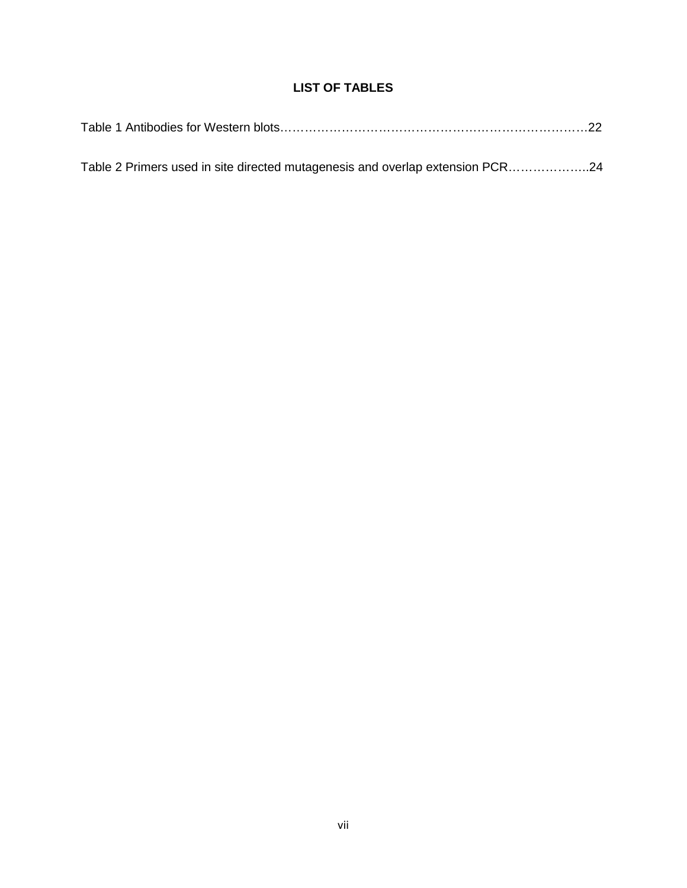# LIST OF TABLES

Table 1 Antibodies for Western blots……………………………………………………………………22

Table 2 Primers used in site directed mutagenesis and overlap extension PCR………………..24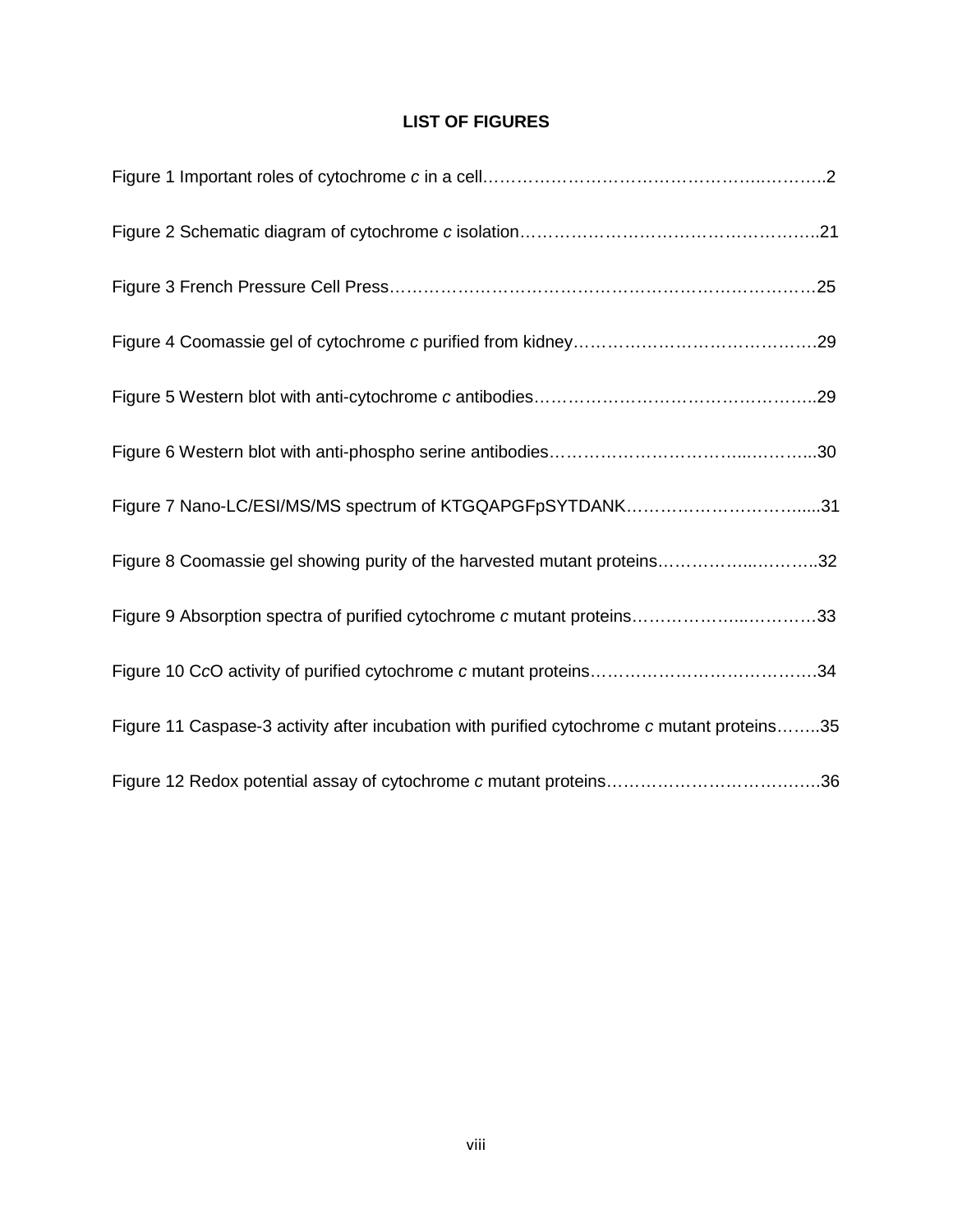## LIST OF FIGURES

Figure 1 Important roles of cytochrome *c* in a cell……………………………………………..………..2

Figure 2 Schematic diagram of cytochrome *c* isolation…………………………………………….21

Figure 3 French Pressure Cell Press…………………………………………………………………25

Figure 4 Coomassie gel of cytochrome *c* purified from kidney…………………………………….29

Figure 5 Western blot with anti-cytochrome *c* antibodies…………………………………………..29

Figure 6 Western blot with anti-phospho serine antibodies……………………………..………...30

Figure 7 Nano-LC/ESI/MS/MS spectrum of KTGQAPGFpSYTDANK…………………………......31

Figure 8 Coomassie gel showing purity of the harvested mutant proteins……………..………..32

Figure 9 Absorption spectra of purified cytochrome *c* mutant proteins……………...…………33

Figure 10 C*c*O activity of purified cytochrome *c* mutant proteins…………………………………34

Figure 11 Caspase-3 activity after incubation with purified cytochrome *c* mutant proteins……..35

Figure 12 Redox potential assay of cytochrome *c* mutant proteins……………………………….36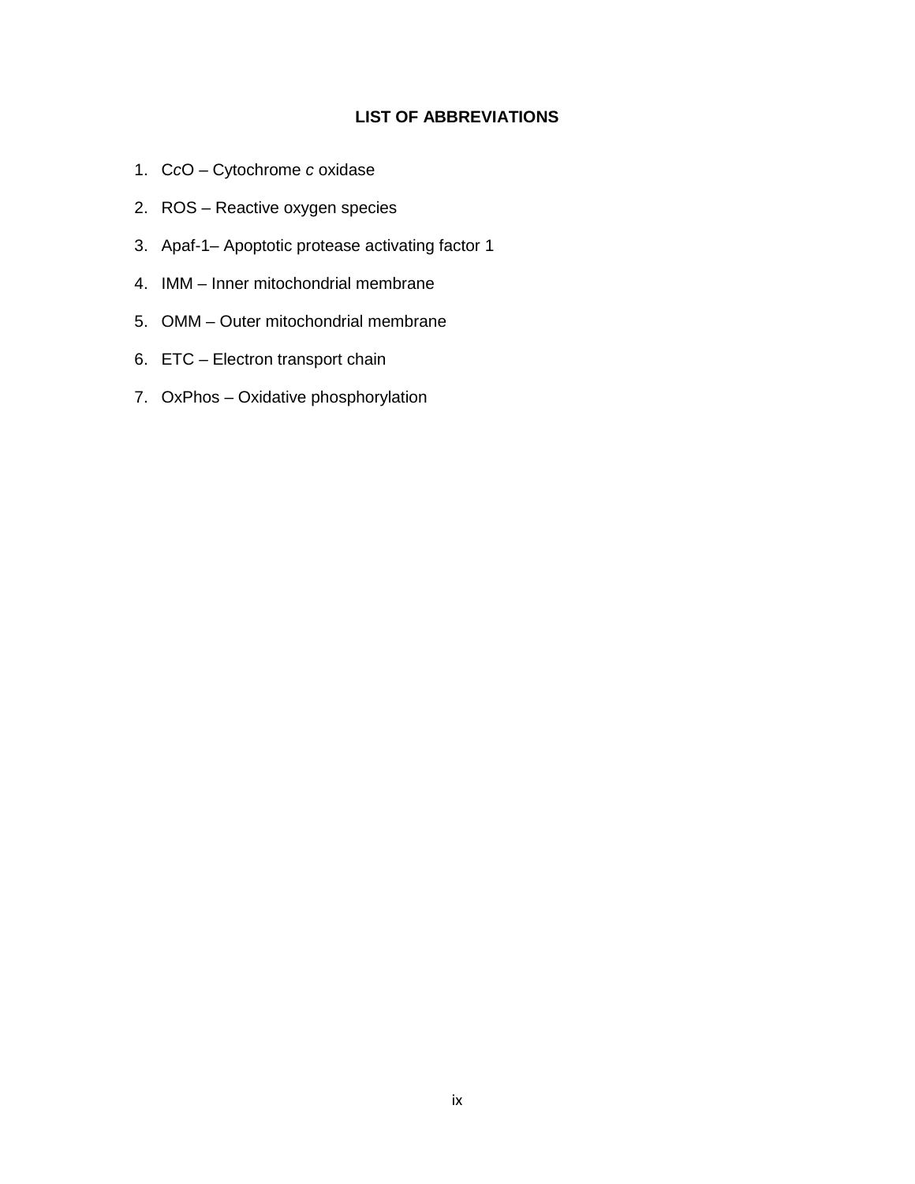# LIST OF ABBREVIATIONS

1. C*c*O – Cytochrome *c* oxidase
2. ROS – Reactive oxygen species
3. Apaf-1– Apoptotic protease activating factor 1
4. IMM – Inner mitochondrial membrane
5. OMM – Outer mitochondrial membrane
6. ETC – Electron transport chain
7. OxPhos – Oxidative phosphorylation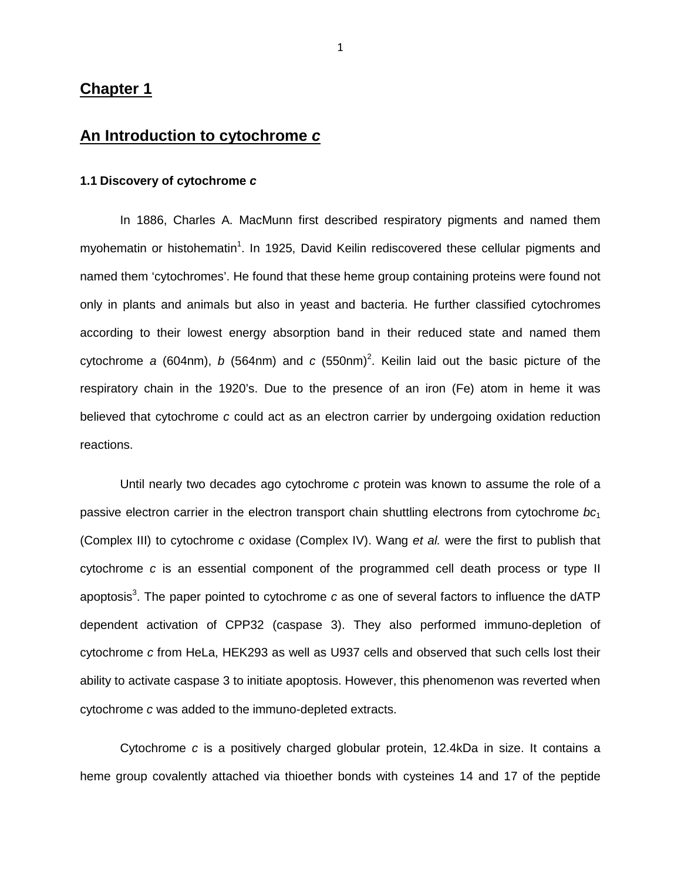# Chapter 1

## An Introduction to cytochrome *c*

### 1.1 Discovery of cytochrome *c*

In 1886, Charles A. MacMunn first described respiratory pigments and named them myohematin or histohematin[1]. In 1925, David Keilin rediscovered these cellular pigments and named them 'cytochromes'. He found that these heme group containing proteins were found not only in plants and animals but also in yeast and bacteria. He further classified cytochromes according to their lowest energy absorption band in their reduced state and named them cytochrome *a* (604nm), *b* (564nm) and *c* (550nm)[2]. Keilin laid out the basic picture of the respiratory chain in the 1920's. Due to the presence of an iron (Fe) atom in heme it was believed that cytochrome *c* could act as an electron carrier by undergoing oxidation reduction reactions.

Until nearly two decades ago cytochrome *c* protein was known to assume the role of a passive electron carrier in the electron transport chain shuttling electrons from cytochrome $bc_1$ (Complex III) to cytochrome *c* oxidase (Complex IV). Wang *et al.* were the first to publish that cytochrome *c* is an essential component of the programmed cell death process or type II apoptosis[3]. The paper pointed to cytochrome *c* as one of several factors to influence the dATP dependent activation of CPP32 (caspase 3). They also performed immuno-depletion of cytochrome *c* from HeLa, HEK293 as well as U937 cells and observed that such cells lost their ability to activate caspase 3 to initiate apoptosis. However, this phenomenon was reverted when cytochrome *c* was added to the immuno-depleted extracts.

Cytochrome *c* is a positively charged globular protein, 12.4kDa in size. It contains a heme group covalently attached via thioether bonds with cysteines 14 and 17 of the peptide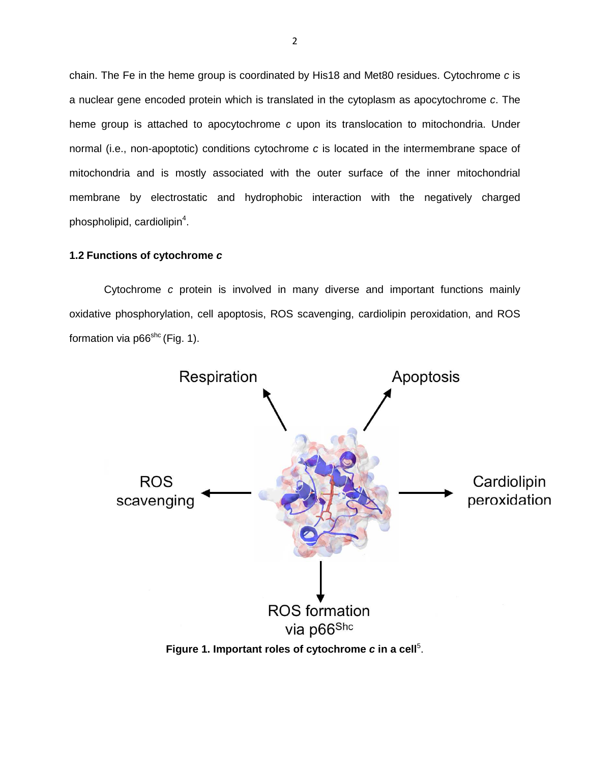chain. The Fe in the heme group is coordinated by His18 and Met80 residues. Cytochrome *c* is a nuclear gene encoded protein which is translated in the cytoplasm as apocytochrome *c*. The heme group is attached to apocytochrome *c* upon its translocation to mitochondria. Under normal (i.e., non-apoptotic) conditions cytochrome *c* is located in the intermembrane space of mitochondria and is mostly associated with the outer surface of the inner mitochondrial membrane by electrostatic and hydrophobic interaction with the negatively charged phospholipid, cardiolipin[4].

### 1.2 Functions of cytochrome *c*

Cytochrome *c* protein is involved in many diverse and important functions mainly oxidative phosphorylation, cell apoptosis, ROS scavenging, cardiolipin peroxidation, and ROS formation via $p66^{shc}$ (Fig. 1).

Respiration

Apoptosis

ROS scavenging

Cardiolipin peroxidation

ROS formation via $p66^{Shc}$

**Figure 1. Important roles of cytochrome *c* in a cell**[5].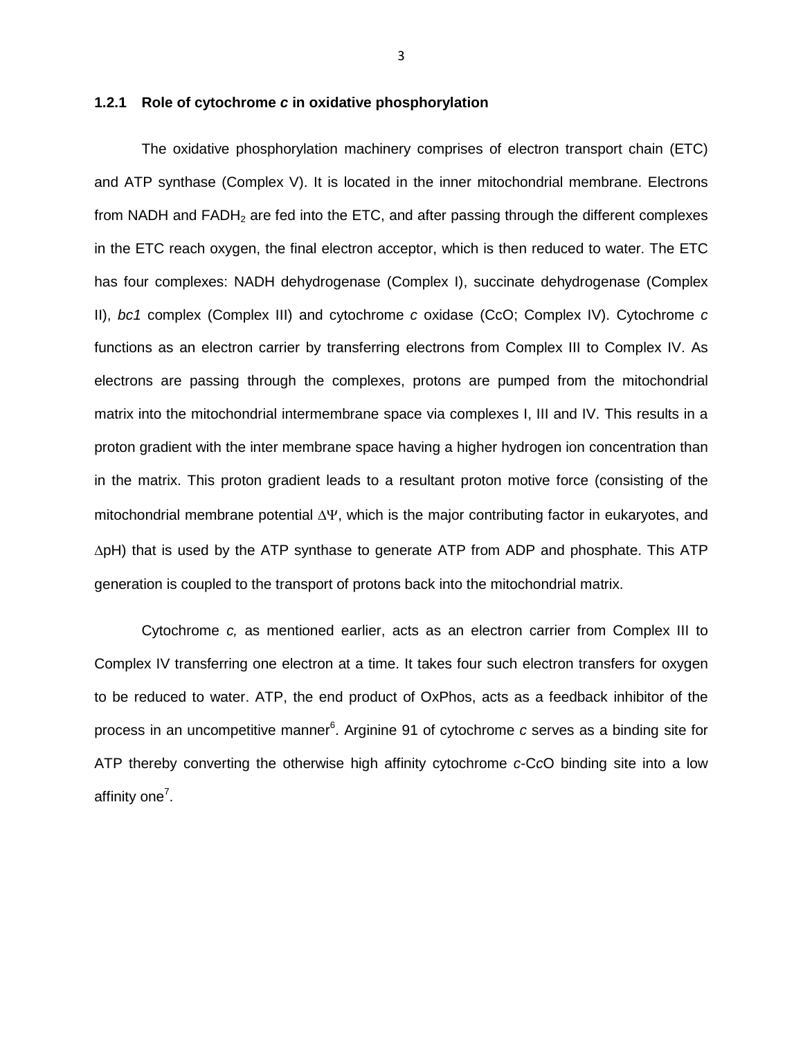### 1.2.1 Role of cytochrome *c* in oxidative phosphorylation

The oxidative phosphorylation machinery comprises of electron transport chain (ETC) and ATP synthase (Complex V). It is located in the inner mitochondrial membrane. Electrons from NADH and $FADH_2$ are fed into the ETC, and after passing through the different complexes in the ETC reach oxygen, the final electron acceptor, which is then reduced to water. The ETC has four complexes: NADH dehydrogenase (Complex I), succinate dehydrogenase (Complex II), *bc1* complex (Complex III) and cytochrome *c* oxidase (CcO; Complex IV). Cytochrome *c* functions as an electron carrier by transferring electrons from Complex III to Complex IV. As electrons are passing through the complexes, protons are pumped from the mitochondrial matrix into the mitochondrial intermembrane space via complexes I, III and IV. This results in a proton gradient with the inter membrane space having a higher hydrogen ion concentration than in the matrix. This proton gradient leads to a resultant proton motive force (consisting of the mitochondrial membrane potential $\Delta\Psi$, which is the major contributing factor in eukaryotes, and $\Delta$pH) that is used by the ATP synthase to generate ATP from ADP and phosphate. This ATP generation is coupled to the transport of protons back into the mitochondrial matrix.

Cytochrome *c,* as mentioned earlier, acts as an electron carrier from Complex III to Complex IV transferring one electron at a time. It takes four such electron transfers for oxygen to be reduced to water. ATP, the end product of OxPhos, acts as a feedback inhibitor of the process in an uncompetitive manner[6]. Arginine 91 of cytochrome *c* serves as a binding site for ATP thereby converting the otherwise high affinity cytochrome *c*-C*c*O binding site into a low affinity one[7].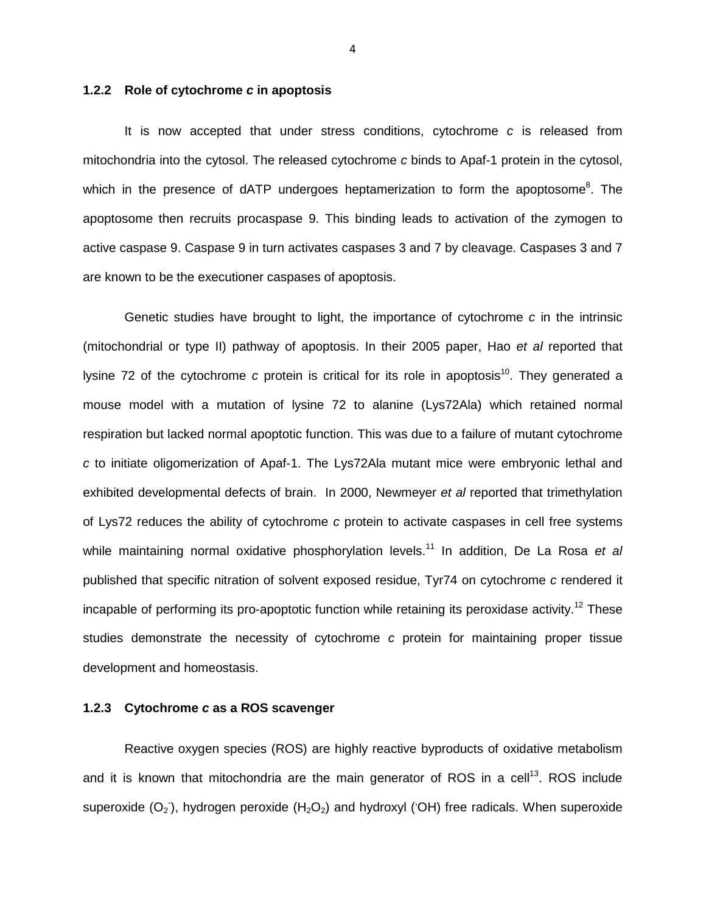### 1.2.2 Role of cytochrome *c* in apoptosis

It is now accepted that under stress conditions, cytochrome *c* is released from mitochondria into the cytosol. The released cytochrome *c* binds to Apaf-1 protein in the cytosol, which in the presence of dATP undergoes heptamerization to form the apoptosome[8]. The apoptosome then recruits procaspase 9. This binding leads to activation of the zymogen to active caspase 9. Caspase 9 in turn activates caspases 3 and 7 by cleavage. Caspases 3 and 7 are known to be the executioner caspases of apoptosis.

Genetic studies have brought to light, the importance of cytochrome *c* in the intrinsic (mitochondrial or type II) pathway of apoptosis. In their 2005 paper, Hao *et al* reported that lysine 72 of the cytochrome *c* protein is critical for its role in apoptosis[10]. They generated a mouse model with a mutation of lysine 72 to alanine (Lys72Ala) which retained normal respiration but lacked normal apoptotic function. This was due to a failure of mutant cytochrome *c* to initiate oligomerization of Apaf-1. The Lys72Ala mutant mice were embryonic lethal and exhibited developmental defects of brain. In 2000, Newmeyer *et al* reported that trimethylation of Lys72 reduces the ability of cytochrome *c* protein to activate caspases in cell free systems while maintaining normal oxidative phosphorylation levels.[11] In addition, De La Rosa *et al* published that specific nitration of solvent exposed residue, Tyr74 on cytochrome *c* rendered it incapable of performing its pro-apoptotic function while retaining its peroxidase activity.[12] These studies demonstrate the necessity of cytochrome *c* protein for maintaining proper tissue development and homeostasis.

### 1.2.3 Cytochrome *c* as a ROS scavenger

Reactive oxygen species (ROS) are highly reactive byproducts of oxidative metabolism and it is known that mitochondria are the main generator of ROS in a cell[13]. ROS include superoxide ($O_2^-$), hydrogen peroxide ($H_2O_2$) and hydroxyl ($^{\cdot}OH$) free radicals. When superoxide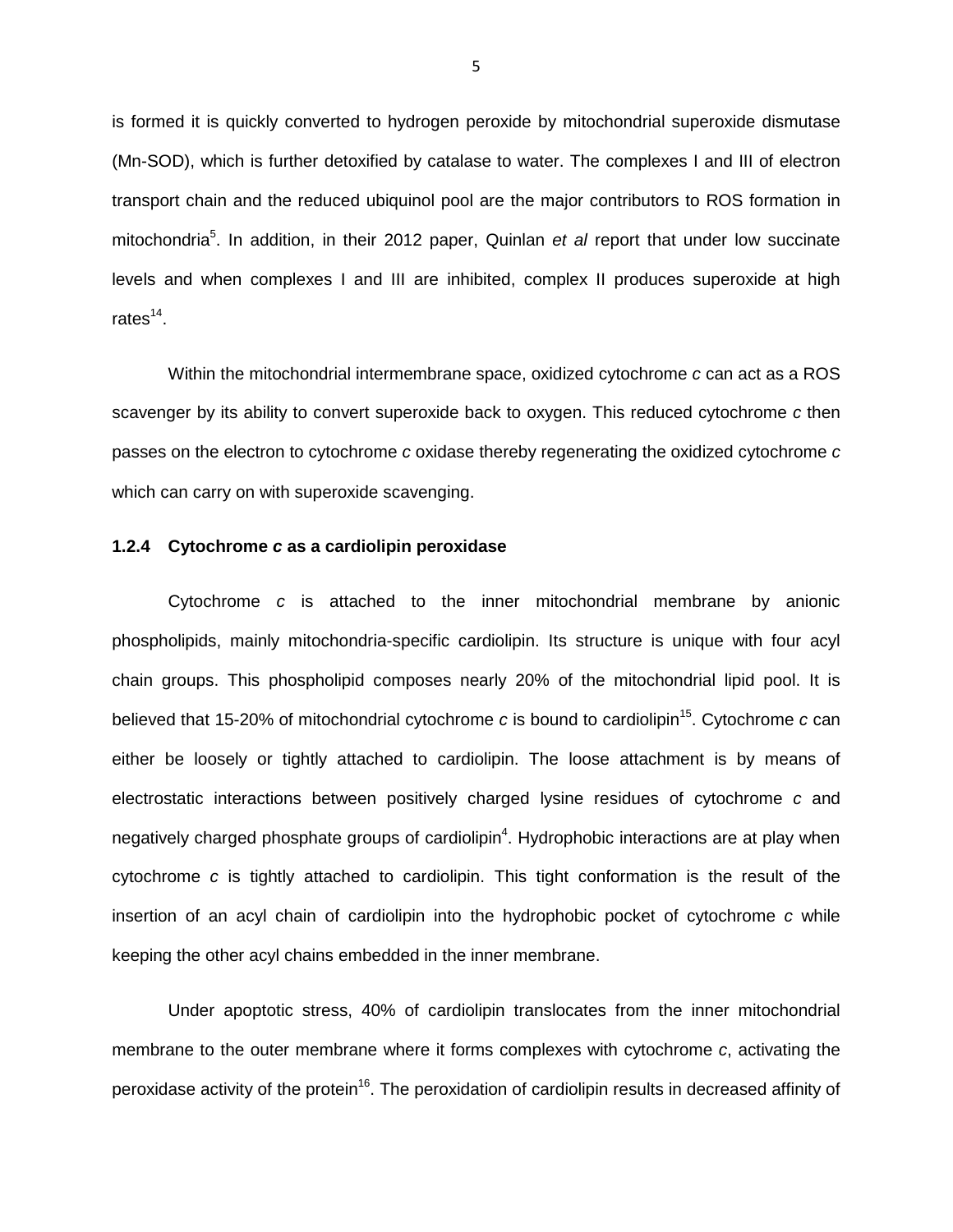is formed it is quickly converted to hydrogen peroxide by mitochondrial superoxide dismutase (Mn-SOD), which is further detoxified by catalase to water. The complexes I and III of electron transport chain and the reduced ubiquinol pool are the major contributors to ROS formation in mitochondria[5]. In addition, in their 2012 paper, Quinlan *et al* report that under low succinate levels and when complexes I and III are inhibited, complex II produces superoxide at high rates[14].

Within the mitochondrial intermembrane space, oxidized cytochrome *c* can act as a ROS scavenger by its ability to convert superoxide back to oxygen. This reduced cytochrome *c* then passes on the electron to cytochrome *c* oxidase thereby regenerating the oxidized cytochrome *c* which can carry on with superoxide scavenging.

### 1.2.4 Cytochrome *c* as a cardiolipin peroxidase

Cytochrome *c* is attached to the inner mitochondrial membrane by anionic phospholipids, mainly mitochondria-specific cardiolipin. Its structure is unique with four acyl chain groups. This phospholipid composes nearly 20% of the mitochondrial lipid pool. It is believed that 15-20% of mitochondrial cytochrome *c* is bound to cardiolipin[15]. Cytochrome *c* can either be loosely or tightly attached to cardiolipin. The loose attachment is by means of electrostatic interactions between positively charged lysine residues of cytochrome *c* and negatively charged phosphate groups of cardiolipin[4]. Hydrophobic interactions are at play when cytochrome *c* is tightly attached to cardiolipin. This tight conformation is the result of the insertion of an acyl chain of cardiolipin into the hydrophobic pocket of cytochrome *c* while keeping the other acyl chains embedded in the inner membrane.

Under apoptotic stress, 40% of cardiolipin translocates from the inner mitochondrial membrane to the outer membrane where it forms complexes with cytochrome *c*, activating the peroxidase activity of the protein[16]. The peroxidation of cardiolipin results in decreased affinity of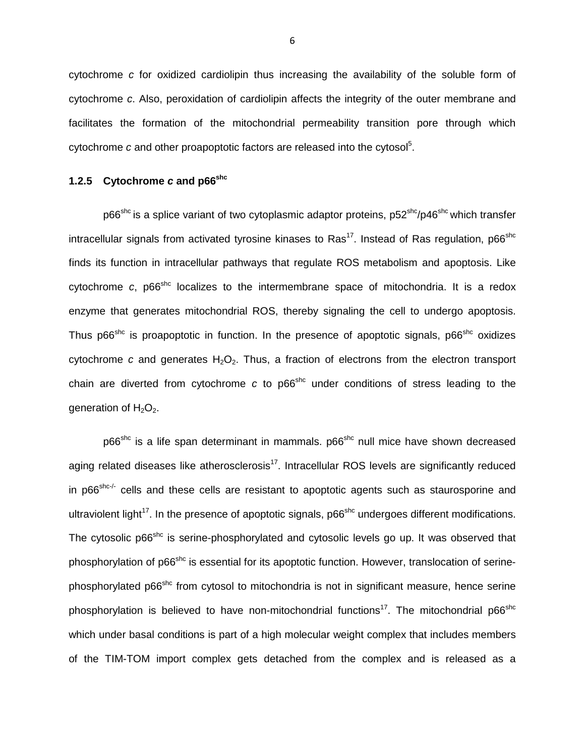cytochrome *c* for oxidized cardiolipin thus increasing the availability of the soluble form of cytochrome *c*. Also, peroxidation of cardiolipin affects the integrity of the outer membrane and facilitates the formation of the mitochondrial permeability transition pore through which cytochrome *c* and other proapoptotic factors are released into the cytosol[5].

### 1.2.5 Cytochrome *c* and $p66^{shc}$

$p66^{shc}$ is a splice variant of two cytoplasmic adaptor proteins, $p52^{shc}/p46^{shc}$ which transfer intracellular signals from activated tyrosine kinases to Ras[17]. Instead of Ras regulation, $p66^{shc}$ finds its function in intracellular pathways that regulate ROS metabolism and apoptosis. Like cytochrome *c*, $p66^{shc}$ localizes to the intermembrane space of mitochondria. It is a redox enzyme that generates mitochondrial ROS, thereby signaling the cell to undergo apoptosis. Thus $p66^{shc}$ is proapoptotic in function. In the presence of apoptotic signals, $p66^{shc}$ oxidizes cytochrome *c* and generates $H_2O_2$. Thus, a fraction of electrons from the electron transport chain are diverted from cytochrome *c* to $p66^{shc}$ under conditions of stress leading to the generation of $H_2O_2$.

$p66^{shc}$ is a life span determinant in mammals. $p66^{shc}$ null mice have shown decreased aging related diseases like atherosclerosis[17]. Intracellular ROS levels are significantly reduced in $p66^{shc-/-}$ cells and these cells are resistant to apoptotic agents such as staurosporine and ultraviolent light[17]. In the presence of apoptotic signals, $p66^{shc}$ undergoes different modifications. The cytosolic $p66^{shc}$ is serine-phosphorylated and cytosolic levels go up. It was observed that phosphorylation of $p66^{shc}$ is essential for its apoptotic function. However, translocation of serine-phosphorylated $p66^{shc}$ from cytosol to mitochondria is not in significant measure, hence serine phosphorylation is believed to have non-mitochondrial functions[17]. The mitochondrial $p66^{shc}$ which under basal conditions is part of a high molecular weight complex that includes members of the TIM-TOM import complex gets detached from the complex and is released as a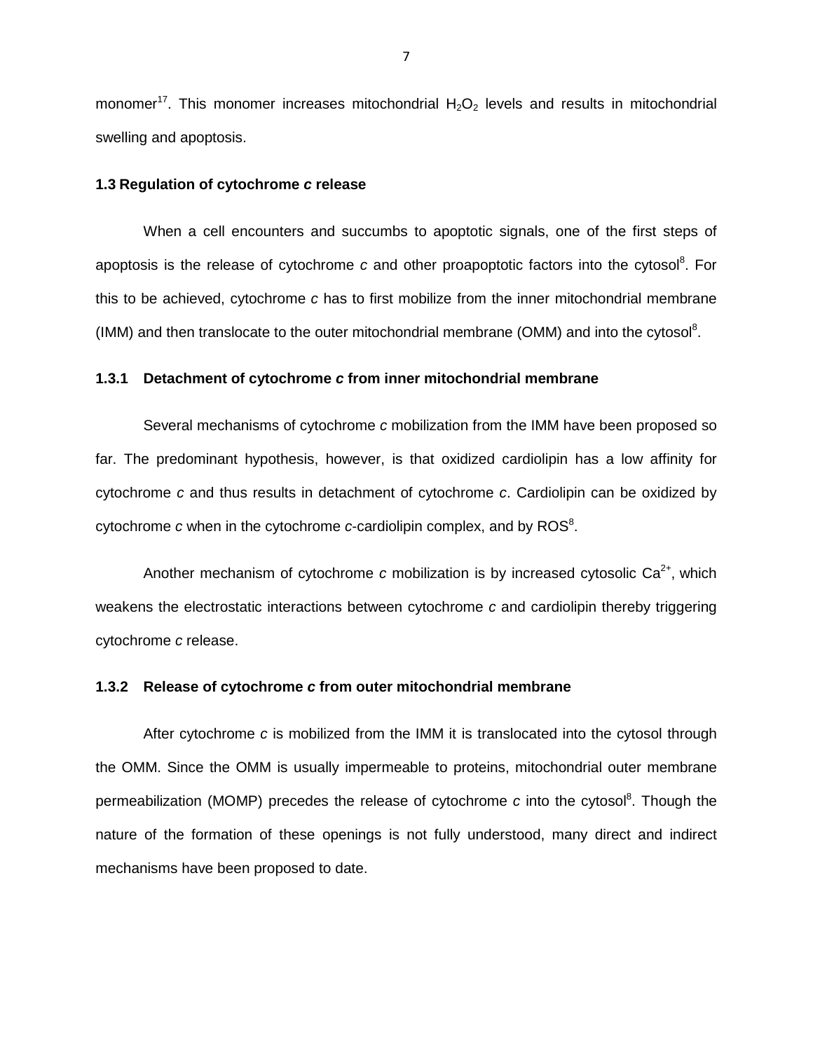monomer[17]. This monomer increases mitochondrial $H_2O_2$ levels and results in mitochondrial swelling and apoptosis.

### 1.3 Regulation of cytochrome *c* release

When a cell encounters and succumbs to apoptotic signals, one of the first steps of apoptosis is the release of cytochrome *c* and other proapoptotic factors into the cytosol[8]. For this to be achieved, cytochrome *c* has to first mobilize from the inner mitochondrial membrane (IMM) and then translocate to the outer mitochondrial membrane (OMM) and into the cytosol[8].

#### 1.3.1 Detachment of cytochrome *c* from inner mitochondrial membrane

Several mechanisms of cytochrome *c* mobilization from the IMM have been proposed so far. The predominant hypothesis, however, is that oxidized cardiolipin has a low affinity for cytochrome *c* and thus results in detachment of cytochrome *c*. Cardiolipin can be oxidized by cytochrome *c* when in the cytochrome *c*-cardiolipin complex, and by ROS[8].

Another mechanism of cytochrome *c* mobilization is by increased cytosolic $Ca^{2+}$, which weakens the electrostatic interactions between cytochrome *c* and cardiolipin thereby triggering cytochrome *c* release.

#### 1.3.2 Release of cytochrome *c* from outer mitochondrial membrane

After cytochrome *c* is mobilized from the IMM it is translocated into the cytosol through the OMM. Since the OMM is usually impermeable to proteins, mitochondrial outer membrane permeabilization (MOMP) precedes the release of cytochrome *c* into the cytosol[8]. Though the nature of the formation of these openings is not fully understood, many direct and indirect mechanisms have been proposed to date.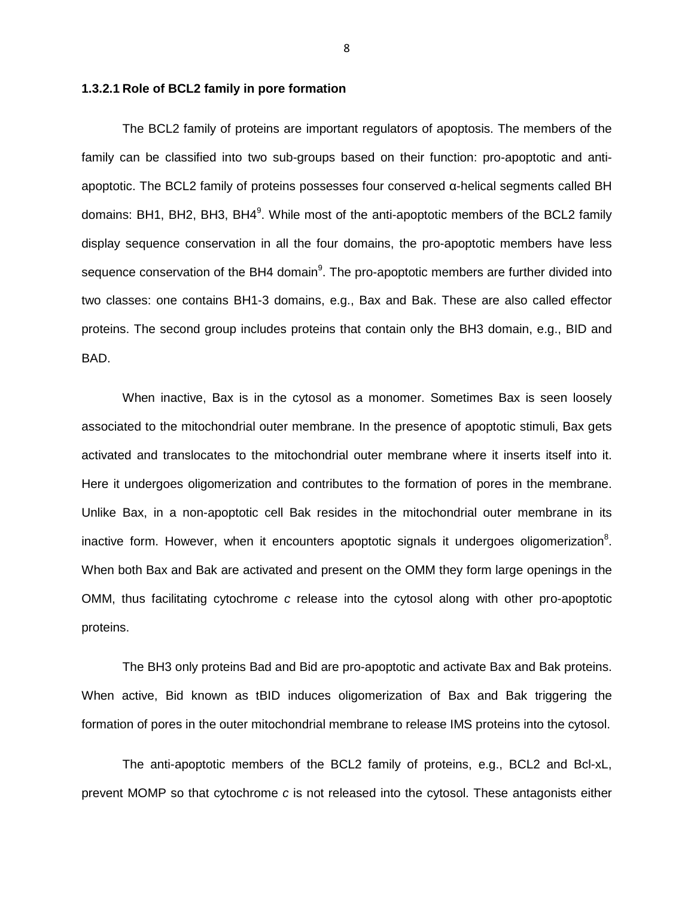#### 1.3.2.1 Role of BCL2 family in pore formation

The BCL2 family of proteins are important regulators of apoptosis. The members of the family can be classified into two sub-groups based on their function: pro-apoptotic and anti-apoptotic. The BCL2 family of proteins possesses four conserved α-helical segments called BH domains: BH1, BH2, BH3, BH4[9]. While most of the anti-apoptotic members of the BCL2 family display sequence conservation in all the four domains, the pro-apoptotic members have less sequence conservation of the BH4 domain[9]. The pro-apoptotic members are further divided into two classes: one contains BH1-3 domains, e.g., Bax and Bak. These are also called effector proteins. The second group includes proteins that contain only the BH3 domain, e.g., BID and BAD.

When inactive, Bax is in the cytosol as a monomer. Sometimes Bax is seen loosely associated to the mitochondrial outer membrane. In the presence of apoptotic stimuli, Bax gets activated and translocates to the mitochondrial outer membrane where it inserts itself into it. Here it undergoes oligomerization and contributes to the formation of pores in the membrane. Unlike Bax, in a non-apoptotic cell Bak resides in the mitochondrial outer membrane in its inactive form. However, when it encounters apoptotic signals it undergoes oligomerization[8]. When both Bax and Bak are activated and present on the OMM they form large openings in the OMM, thus facilitating cytochrome *c* release into the cytosol along with other pro-apoptotic proteins.

The BH3 only proteins Bad and Bid are pro-apoptotic and activate Bax and Bak proteins. When active, Bid known as tBID induces oligomerization of Bax and Bak triggering the formation of pores in the outer mitochondrial membrane to release IMS proteins into the cytosol.

The anti-apoptotic members of the BCL2 family of proteins, e.g., BCL2 and Bcl-xL, prevent MOMP so that cytochrome *c* is not released into the cytosol. These antagonists either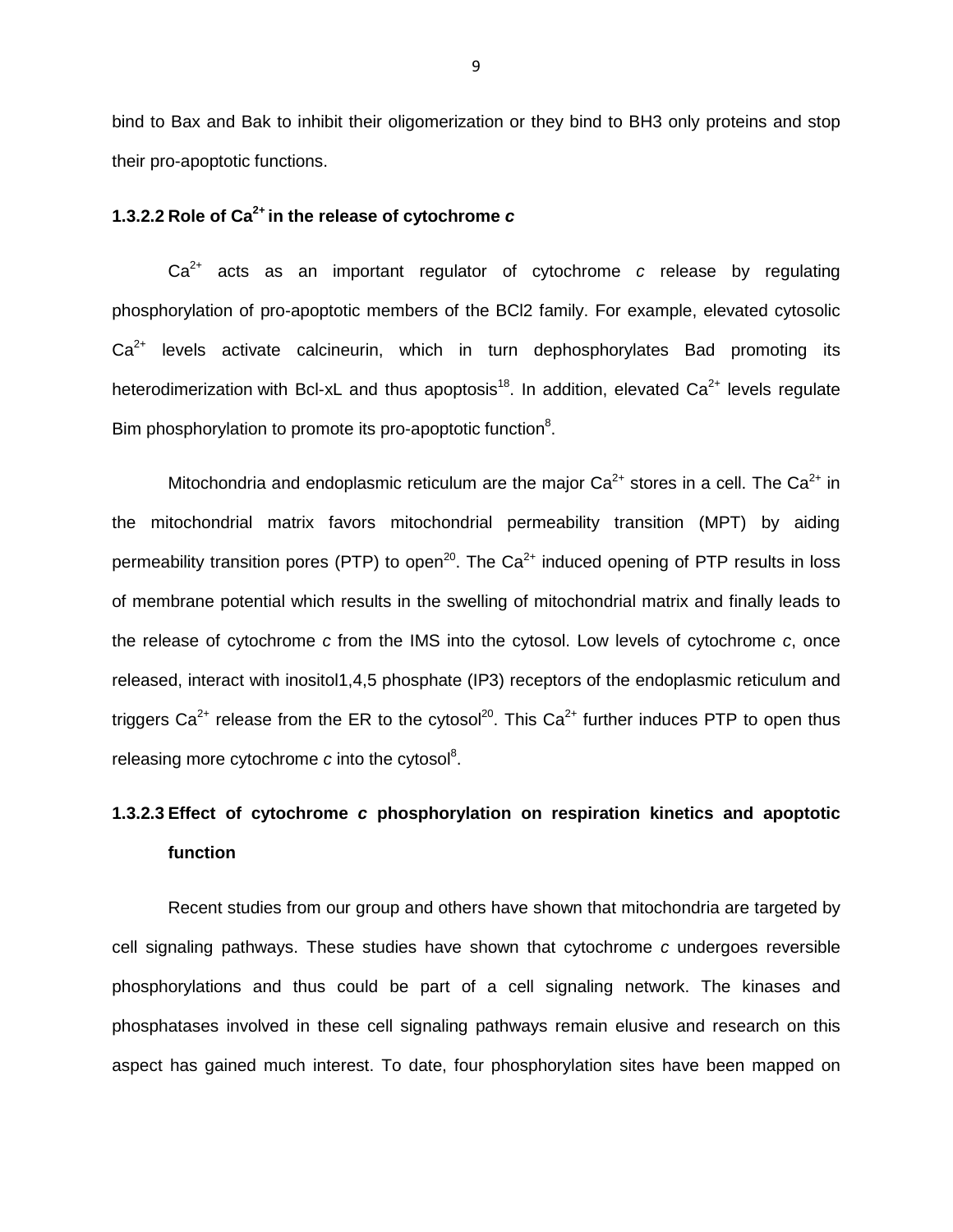bind to Bax and Bak to inhibit their oligomerization or they bind to BH3 only proteins and stop their pro-apoptotic functions.

#### 1.3.2.2 Role of $Ca^{2+}$ in the release of cytochrome *c*

$Ca^{2+}$ acts as an important regulator of cytochrome *c* release by regulating phosphorylation of pro-apoptotic members of the BCl2 family. For example, elevated cytosolic $Ca^{2+}$ levels activate calcineurin, which in turn dephosphorylates Bad promoting its heterodimerization with Bcl-xL and thus apoptosis[18]. In addition, elevated $Ca^{2+}$ levels regulate Bim phosphorylation to promote its pro-apoptotic function[8].

Mitochondria and endoplasmic reticulum are the major $Ca^{2+}$ stores in a cell. The $Ca^{2+}$ in the mitochondrial matrix favors mitochondrial permeability transition (MPT) by aiding permeability transition pores (PTP) to open[20]. The $Ca^{2+}$ induced opening of PTP results in loss of membrane potential which results in the swelling of mitochondrial matrix and finally leads to the release of cytochrome *c* from the IMS into the cytosol. Low levels of cytochrome *c*, once released, interact with inositol1,4,5 phosphate (IP3) receptors of the endoplasmic reticulum and triggers $Ca^{2+}$ release from the ER to the cytosol[20]. This $Ca^{2+}$ further induces PTP to open thus releasing more cytochrome *c* into the cytosol[8].

#### 1.3.2.3 Effect of cytochrome *c* phosphorylation on respiration kinetics and apoptotic function

Recent studies from our group and others have shown that mitochondria are targeted by cell signaling pathways. These studies have shown that cytochrome *c* undergoes reversible phosphorylations and thus could be part of a cell signaling network. The kinases and phosphatases involved in these cell signaling pathways remain elusive and research on this aspect has gained much interest. To date, four phosphorylation sites have been mapped on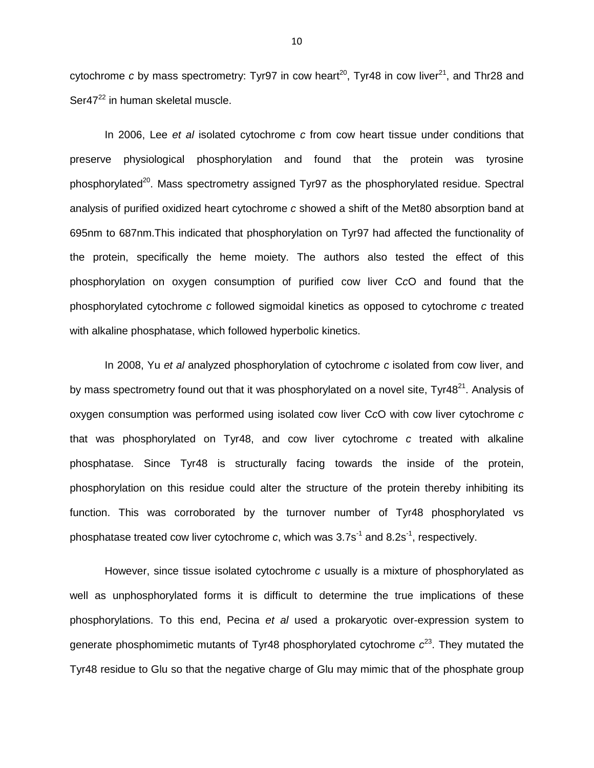cytochrome *c* by mass spectrometry: Tyr97 in cow heart[20], Tyr48 in cow liver[21], and Thr28 and Ser47[22] in human skeletal muscle.

In 2006, Lee *et al* isolated cytochrome *c* from cow heart tissue under conditions that preserve physiological phosphorylation and found that the protein was tyrosine phosphorylated[20]. Mass spectrometry assigned Tyr97 as the phosphorylated residue. Spectral analysis of purified oxidized heart cytochrome *c* showed a shift of the Met80 absorption band at 695nm to 687nm.This indicated that phosphorylation on Tyr97 had affected the functionality of the protein, specifically the heme moiety. The authors also tested the effect of this phosphorylation on oxygen consumption of purified cow liver C*c*O and found that the phosphorylated cytochrome *c* followed sigmoidal kinetics as opposed to cytochrome *c* treated with alkaline phosphatase, which followed hyperbolic kinetics.

In 2008, Yu *et al* analyzed phosphorylation of cytochrome *c* isolated from cow liver, and by mass spectrometry found out that it was phosphorylated on a novel site, Tyr48[21]. Analysis of oxygen consumption was performed using isolated cow liver C*c*O with cow liver cytochrome *c* that was phosphorylated on Tyr48, and cow liver cytochrome *c* treated with alkaline phosphatase. Since Tyr48 is structurally facing towards the inside of the protein, phosphorylation on this residue could alter the structure of the protein thereby inhibiting its function. This was corroborated by the turnover number of Tyr48 phosphorylated vs phosphatase treated cow liver cytochrome *c*, which was $3.7s^{-1}$ and $8.2s^{-1}$, respectively.

However, since tissue isolated cytochrome *c* usually is a mixture of phosphorylated as well as unphosphorylated forms it is difficult to determine the true implications of these phosphorylations. To this end, Pecina *et al* used a prokaryotic over-expression system to generate phosphomimetic mutants of Tyr48 phosphorylated cytochrome *c*[23]. They mutated the Tyr48 residue to Glu so that the negative charge of Glu may mimic that of the phosphate group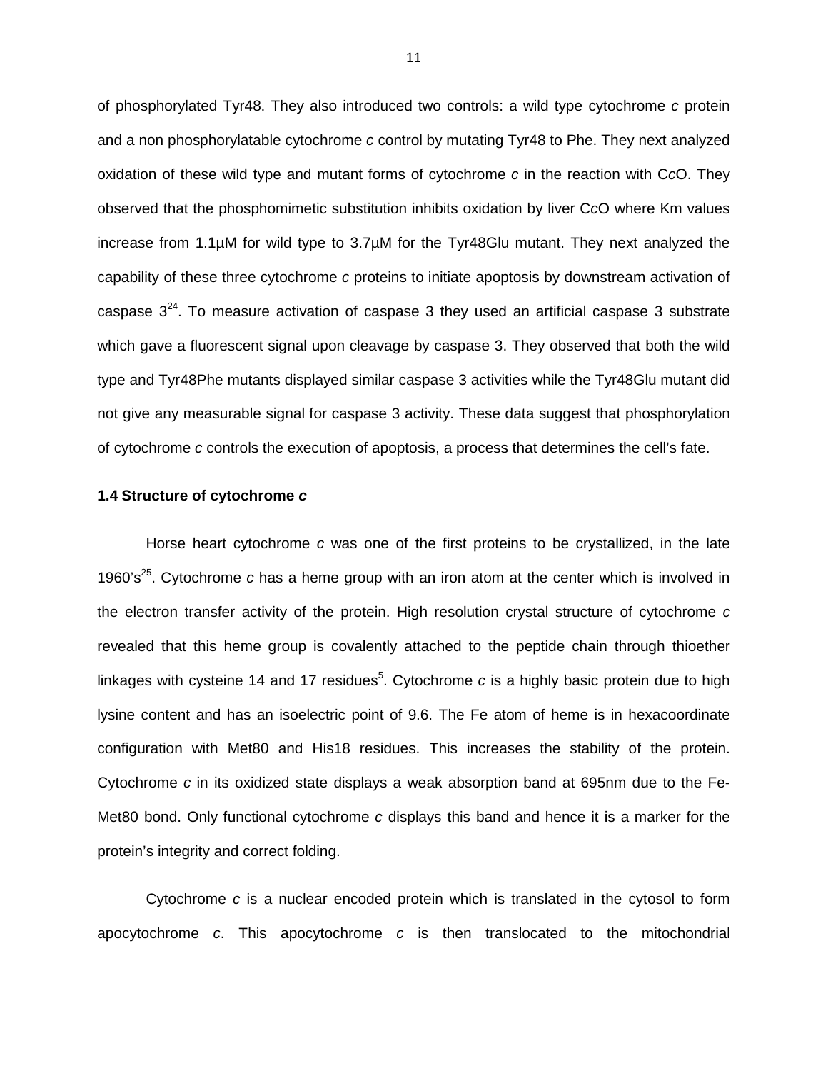of phosphorylated Tyr48. They also introduced two controls: a wild type cytochrome *c* protein and a non phosphorylatable cytochrome *c* control by mutating Tyr48 to Phe. They next analyzed oxidation of these wild type and mutant forms of cytochrome *c* in the reaction with C*c*O. They observed that the phosphomimetic substitution inhibits oxidation by liver C*c*O where Km values increase from 1.1µM for wild type to 3.7µM for the Tyr48Glu mutant. They next analyzed the capability of these three cytochrome *c* proteins to initiate apoptosis by downstream activation of caspase 3[24]. To measure activation of caspase 3 they used an artificial caspase 3 substrate which gave a fluorescent signal upon cleavage by caspase 3. They observed that both the wild type and Tyr48Phe mutants displayed similar caspase 3 activities while the Tyr48Glu mutant did not give any measurable signal for caspase 3 activity. These data suggest that phosphorylation of cytochrome *c* controls the execution of apoptosis, a process that determines the cell's fate.

### 1.4 Structure of cytochrome *c*

Horse heart cytochrome *c* was one of the first proteins to be crystallized, in the late 1960's[25]. Cytochrome *c* has a heme group with an iron atom at the center which is involved in the electron transfer activity of the protein. High resolution crystal structure of cytochrome *c* revealed that this heme group is covalently attached to the peptide chain through thioether linkages with cysteine 14 and 17 residues[5]. Cytochrome *c* is a highly basic protein due to high lysine content and has an isoelectric point of 9.6. The Fe atom of heme is in hexacoordinate configuration with Met80 and His18 residues. This increases the stability of the protein. Cytochrome *c* in its oxidized state displays a weak absorption band at 695nm due to the Fe-Met80 bond. Only functional cytochrome *c* displays this band and hence it is a marker for the protein's integrity and correct folding.

Cytochrome *c* is a nuclear encoded protein which is translated in the cytosol to form apocytochrome *c*. This apocytochrome *c* is then translocated to the mitochondrial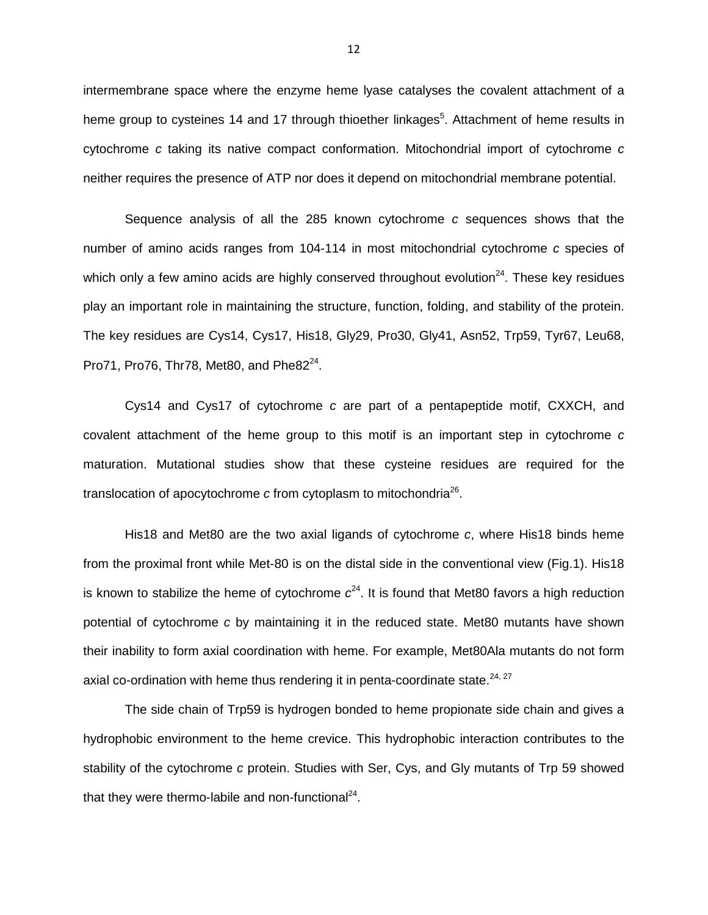intermembrane space where the enzyme heme lyase catalyses the covalent attachment of a heme group to cysteines 14 and 17 through thioether linkages[5]. Attachment of heme results in cytochrome *c* taking its native compact conformation. Mitochondrial import of cytochrome *c* neither requires the presence of ATP nor does it depend on mitochondrial membrane potential.

Sequence analysis of all the 285 known cytochrome *c* sequences shows that the number of amino acids ranges from 104-114 in most mitochondrial cytochrome *c* species of which only a few amino acids are highly conserved throughout evolution[24]. These key residues play an important role in maintaining the structure, function, folding, and stability of the protein. The key residues are Cys14, Cys17, His18, Gly29, Pro30, Gly41, Asn52, Trp59, Tyr67, Leu68, Pro71, Pro76, Thr78, Met80, and Phe82[24].

Cys14 and Cys17 of cytochrome *c* are part of a pentapeptide motif, CXXCH, and covalent attachment of the heme group to this motif is an important step in cytochrome *c* maturation. Mutational studies show that these cysteine residues are required for the translocation of apocytochrome *c* from cytoplasm to mitochondria[26].

His18 and Met80 are the two axial ligands of cytochrome *c*, where His18 binds heme from the proximal front while Met-80 is on the distal side in the conventional view (Fig.1). His18 is known to stabilize the heme of cytochrome *c*[24]. It is found that Met80 favors a high reduction potential of cytochrome *c* by maintaining it in the reduced state. Met80 mutants have shown their inability to form axial coordination with heme. For example, Met80Ala mutants do not form axial co-ordination with heme thus rendering it in penta-coordinate state.[24, 27]

The side chain of Trp59 is hydrogen bonded to heme propionate side chain and gives a hydrophobic environment to the heme crevice. This hydrophobic interaction contributes to the stability of the cytochrome *c* protein. Studies with Ser, Cys, and Gly mutants of Trp 59 showed that they were thermo-labile and non-functional[24].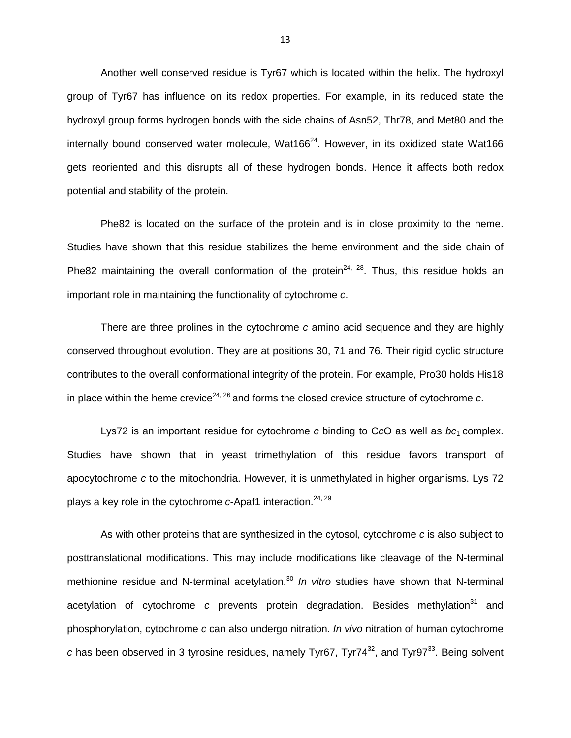Another well conserved residue is Tyr67 which is located within the helix. The hydroxyl group of Tyr67 has influence on its redox properties. For example, in its reduced state the hydroxyl group forms hydrogen bonds with the side chains of Asn52, Thr78, and Met80 and the internally bound conserved water molecule, Wat166[24]. However, in its oxidized state Wat166 gets reoriented and this disrupts all of these hydrogen bonds. Hence it affects both redox potential and stability of the protein.

Phe82 is located on the surface of the protein and is in close proximity to the heme. Studies have shown that this residue stabilizes the heme environment and the side chain of Phe82 maintaining the overall conformation of the protein[24, 28]. Thus, this residue holds an important role in maintaining the functionality of cytochrome *c*.

There are three prolines in the cytochrome *c* amino acid sequence and they are highly conserved throughout evolution. They are at positions 30, 71 and 76. Their rigid cyclic structure contributes to the overall conformational integrity of the protein. For example, Pro30 holds His18 in place within the heme crevice[24, 26] and forms the closed crevice structure of cytochrome *c*.

Lys72 is an important residue for cytochrome *c* binding to C*c*O as well as $bc_1$ complex. Studies have shown that in yeast trimethylation of this residue favors transport of apocytochrome *c* to the mitochondria. However, it is unmethylated in higher organisms. Lys 72 plays a key role in the cytochrome *c*-Apaf1 interaction.[24, 29]

As with other proteins that are synthesized in the cytosol, cytochrome *c* is also subject to posttranslational modifications. This may include modifications like cleavage of the N-terminal methionine residue and N-terminal acetylation.[30] *In vitro* studies have shown that N-terminal acetylation of cytochrome *c* prevents protein degradation. Besides methylation[31] and phosphorylation, cytochrome *c* can also undergo nitration. *In vivo* nitration of human cytochrome *c* has been observed in 3 tyrosine residues, namely Tyr67, Tyr74[32], and Tyr97[33]. Being solvent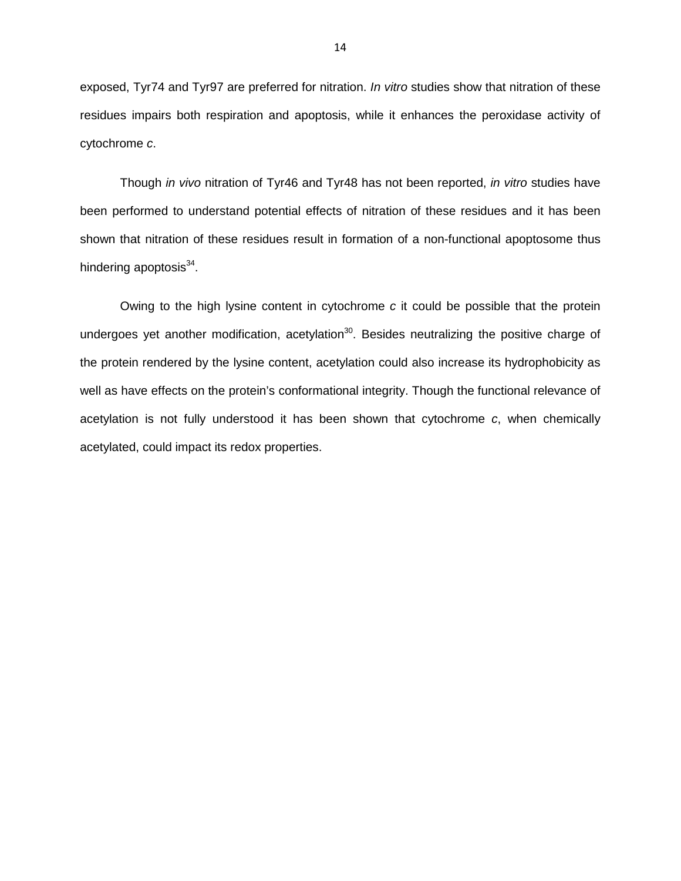exposed, Tyr74 and Tyr97 are preferred for nitration. *In vitro* studies show that nitration of these residues impairs both respiration and apoptosis, while it enhances the peroxidase activity of cytochrome *c*.

Though *in vivo* nitration of Tyr46 and Tyr48 has not been reported, *in vitro* studies have been performed to understand potential effects of nitration of these residues and it has been shown that nitration of these residues result in formation of a non-functional apoptosome thus hindering apoptosis[34].

Owing to the high lysine content in cytochrome *c* it could be possible that the protein undergoes yet another modification, acetylation[30]. Besides neutralizing the positive charge of the protein rendered by the lysine content, acetylation could also increase its hydrophobicity as well as have effects on the protein's conformational integrity. Though the functional relevance of acetylation is not fully understood it has been shown that cytochrome *c*, when chemically acetylated, could impact its redox properties.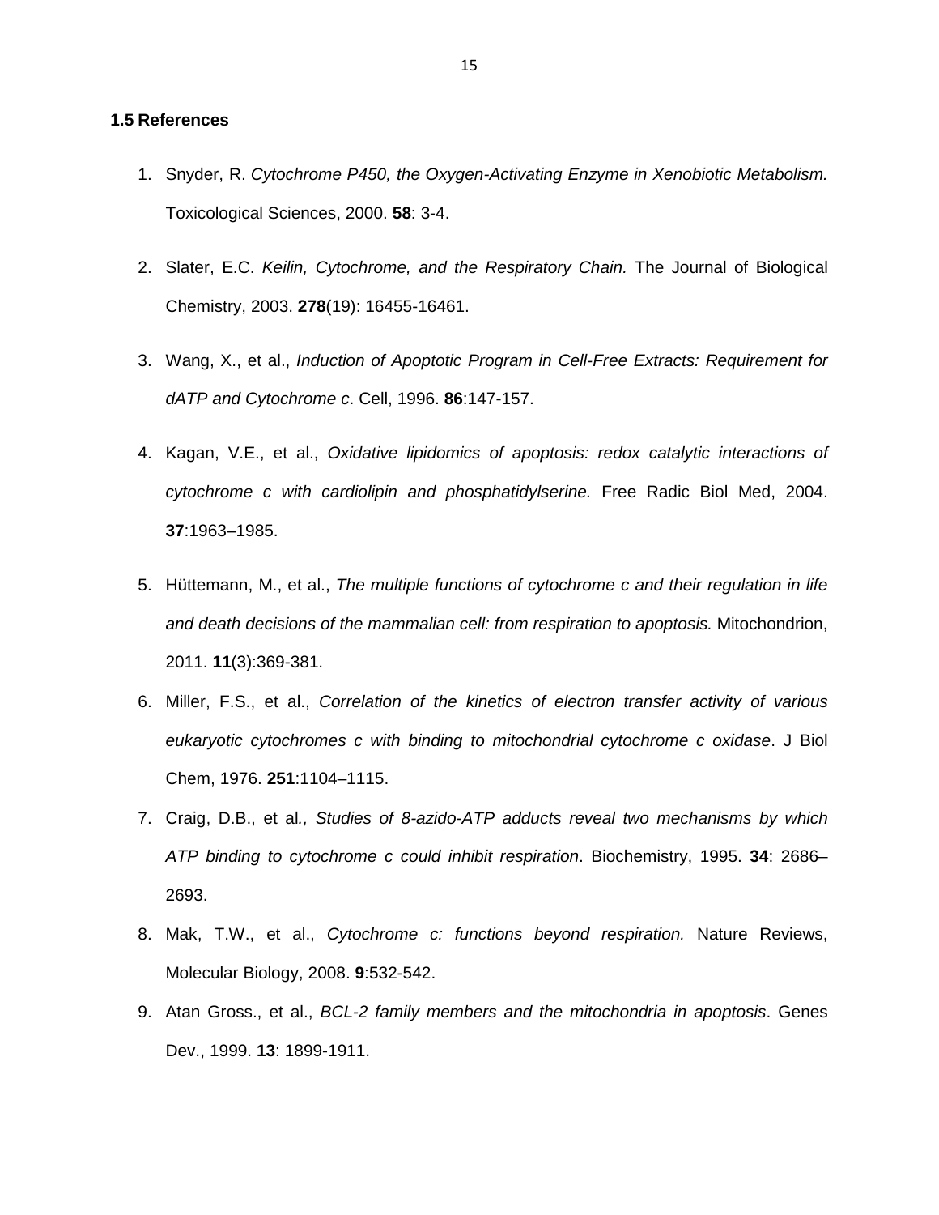### 1.5 References

1. Snyder, R. *Cytochrome P450, the Oxygen-Activating Enzyme in Xenobiotic Metabolism.* Toxicological Sciences, 2000. **58**: 3-4.

2. Slater, E.C. *Keilin, Cytochrome, and the Respiratory Chain.* The Journal of Biological Chemistry, 2003. **278**(19): 16455-16461.

3. Wang, X., et al., *Induction of Apoptotic Program in Cell-Free Extracts: Requirement for dATP and Cytochrome c*. Cell, 1996. **86**:147-157.

4. Kagan, V.E., et al., *Oxidative lipidomics of apoptosis: redox catalytic interactions of cytochrome c with cardiolipin and phosphatidylserine.* Free Radic Biol Med, 2004. **37**:1963–1985.

5. Hüttemann, M., et al., *The multiple functions of cytochrome c and their regulation in life and death decisions of the mammalian cell: from respiration to apoptosis.* Mitochondrion, 2011. **11**(3):369-381.

6. Miller, F.S., et al., *Correlation of the kinetics of electron transfer activity of various eukaryotic cytochromes c with binding to mitochondrial cytochrome c oxidase*. J Biol Chem, 1976. **251**:1104–1115.

7. Craig, D.B., et al*., Studies of 8-azido-ATP adducts reveal two mechanisms by which ATP binding to cytochrome c could inhibit respiration*. Biochemistry, 1995. **34**: 2686–2693.

8. Mak, T.W., et al., *Cytochrome c: functions beyond respiration.* Nature Reviews, Molecular Biology, 2008. **9**:532-542.

9. Atan Gross., et al., *BCL-2 family members and the mitochondria in apoptosis*. Genes Dev., 1999. **13**: 1899-1911.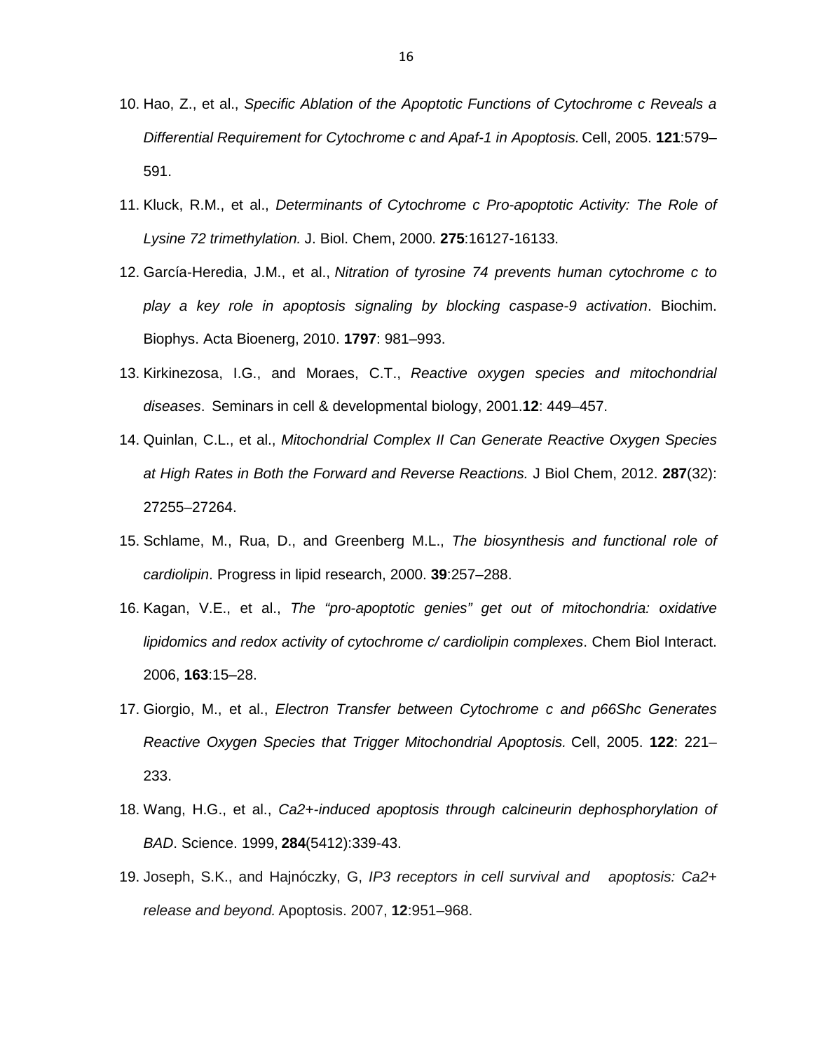10. Hao, Z., et al., *Specific Ablation of the Apoptotic Functions of Cytochrome c Reveals a Differential Requirement for Cytochrome c and Apaf-1 in Apoptosis.* Cell, 2005. **121**:579–591.

11. Kluck, R.M., et al., *Determinants of Cytochrome c Pro-apoptotic Activity: The Role of Lysine 72 trimethylation.* J. Biol. Chem, 2000. **275**:16127-16133.

12. García-Heredia, J.M., et al., *Nitration of tyrosine 74 prevents human cytochrome c to play a key role in apoptosis signaling by blocking caspase-9 activation*. Biochim. Biophys. Acta Bioenerg, 2010. **1797**: 981–993.

13. Kirkinezosa, I.G., and Moraes, C.T., *Reactive oxygen species and mitochondrial diseases*. Seminars in cell & developmental biology, 2001.**12**: 449–457.

14. Quinlan, C.L., et al., *Mitochondrial Complex II Can Generate Reactive Oxygen Species at High Rates in Both the Forward and Reverse Reactions.* J Biol Chem, 2012. **287**(32): 27255–27264.

15. Schlame, M., Rua, D., and Greenberg M.L., *The biosynthesis and functional role of cardiolipin*. Progress in lipid research, 2000. **39**:257–288.

16. Kagan, V.E., et al., *The "pro-apoptotic genies" get out of mitochondria: oxidative lipidomics and redox activity of cytochrome c/ cardiolipin complexes*. Chem Biol Interact. 2006, **163**:15–28.

17. Giorgio, M., et al., *Electron Transfer between Cytochrome c and p66Shc Generates Reactive Oxygen Species that Trigger Mitochondrial Apoptosis.* Cell, 2005. **122**: 221–233.

18. Wang, H.G., et al., *Ca2+-induced apoptosis through calcineurin dephosphorylation of BAD*. Science. 1999, **284**(5412):339-43.

19. Joseph, S.K., and Hajnóczky, G, *IP3 receptors in cell survival and apoptosis: Ca2+ release and beyond.* Apoptosis. 2007, **12**:951–968.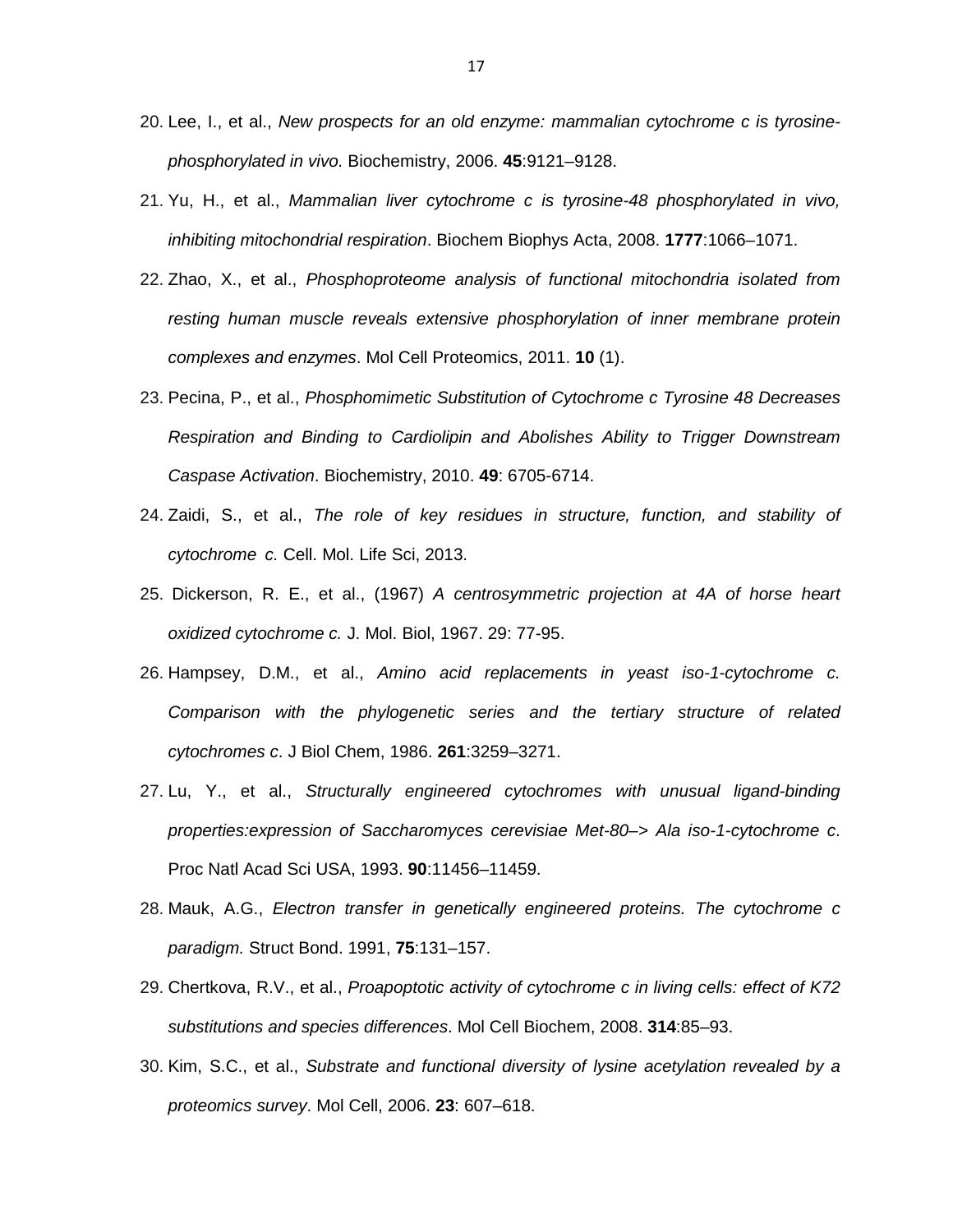20. Lee, I., et al., *New prospects for an old enzyme: mammalian cytochrome c is tyrosine-phosphorylated in vivo.* Biochemistry, 2006. **45**:9121–9128.

21. Yu, H., et al., *Mammalian liver cytochrome c is tyrosine-48 phosphorylated in vivo, inhibiting mitochondrial respiration*. Biochem Biophys Acta, 2008. **1777**:1066–1071.

22. Zhao, X., et al., *Phosphoproteome analysis of functional mitochondria isolated from resting human muscle reveals extensive phosphorylation of inner membrane protein complexes and enzymes*. Mol Cell Proteomics, 2011. **10** (1).

23. Pecina, P., et al., *Phosphomimetic Substitution of Cytochrome c Tyrosine 48 Decreases Respiration and Binding to Cardiolipin and Abolishes Ability to Trigger Downstream Caspase Activation*. Biochemistry, 2010. **49**: 6705-6714.

24. Zaidi, S., et al., *The role of key residues in structure, function, and stability of cytochrome c.* Cell. Mol. Life Sci, 2013.

25. Dickerson, R. E., et al., (1967) *A centrosymmetric projection at 4A of horse heart oxidized cytochrome c.* J. Mol. Biol, 1967. 29: 77-95.

26. Hampsey, D.M., et al., *Amino acid replacements in yeast iso-1-cytochrome c. Comparison with the phylogenetic series and the tertiary structure of related cytochromes c*. J Biol Chem, 1986. **261**:3259–3271.

27. Lu, Y., et al., *Structurally engineered cytochromes with unusual ligand-binding properties:expression of Saccharomyces cerevisiae Met-80–> Ala iso-1-cytochrome c*. Proc Natl Acad Sci USA, 1993. **90**:11456–11459.

28. Mauk, A.G., *Electron transfer in genetically engineered proteins. The cytochrome c paradigm.* Struct Bond. 1991, **75**:131–157.

29. Chertkova, R.V., et al., *Proapoptotic activity of cytochrome c in living cells: effect of K72 substitutions and species differences*. Mol Cell Biochem, 2008. **314**:85–93.

30. Kim, S.C., et al., *Substrate and functional diversity of lysine acetylation revealed by a proteomics survey*. Mol Cell, 2006. **23**: 607–618.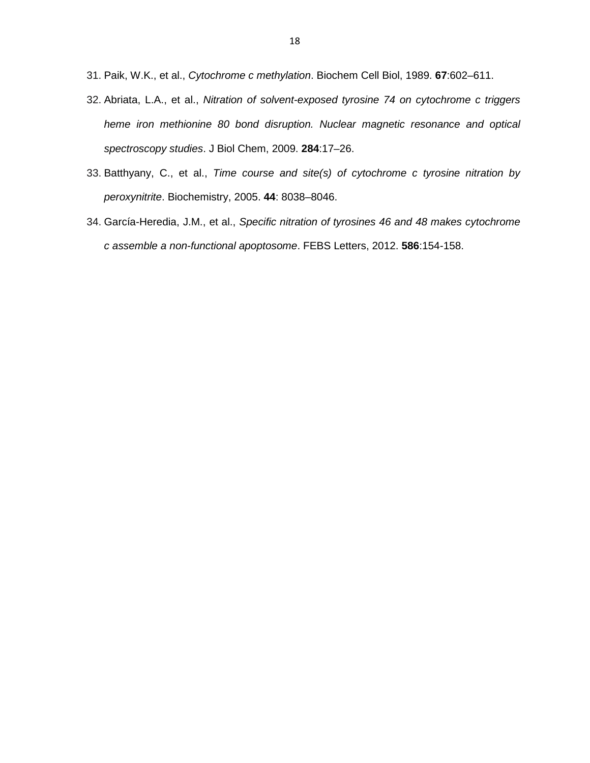31. Paik, W.K., et al., *Cytochrome c methylation*. Biochem Cell Biol, 1989. **67**:602–611.
32. Abriata, L.A., et al., *Nitration of solvent-exposed tyrosine 74 on cytochrome c triggers heme iron methionine 80 bond disruption. Nuclear magnetic resonance and optical spectroscopy studies*. J Biol Chem, 2009. **284**:17–26.
33. Batthyany, C., et al., *Time course and site(s) of cytochrome c tyrosine nitration by peroxynitrite*. Biochemistry, 2005. **44**: 8038–8046.
34. García-Heredia, J.M., et al., *Specific nitration of tyrosines 46 and 48 makes cytochrome c assemble a non-functional apoptosome*. FEBS Letters, 2012. **586**:154-158.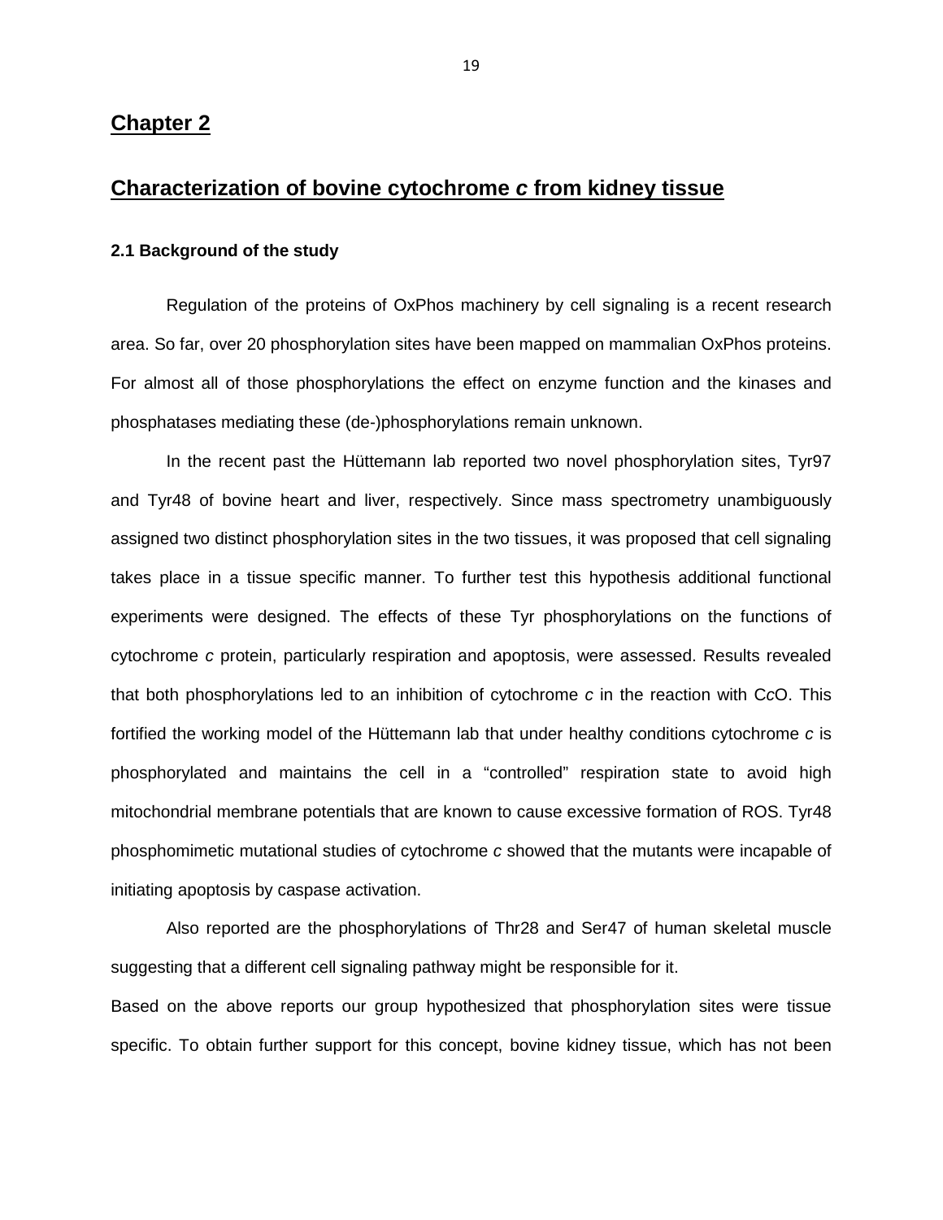# Chapter 2

## Characterization of bovine cytochrome *c* from kidney tissue

### 2.1 Background of the study

Regulation of the proteins of OxPhos machinery by cell signaling is a recent research area. So far, over 20 phosphorylation sites have been mapped on mammalian OxPhos proteins. For almost all of those phosphorylations the effect on enzyme function and the kinases and phosphatases mediating these (de-)phosphorylations remain unknown.

In the recent past the Hüttemann lab reported two novel phosphorylation sites, Tyr97 and Tyr48 of bovine heart and liver, respectively. Since mass spectrometry unambiguously assigned two distinct phosphorylation sites in the two tissues, it was proposed that cell signaling takes place in a tissue specific manner. To further test this hypothesis additional functional experiments were designed. The effects of these Tyr phosphorylations on the functions of cytochrome *c* protein, particularly respiration and apoptosis, were assessed. Results revealed that both phosphorylations led to an inhibition of cytochrome *c* in the reaction with C*c*O. This fortified the working model of the Hüttemann lab that under healthy conditions cytochrome *c* is phosphorylated and maintains the cell in a "controlled" respiration state to avoid high mitochondrial membrane potentials that are known to cause excessive formation of ROS. Tyr48 phosphomimetic mutational studies of cytochrome *c* showed that the mutants were incapable of initiating apoptosis by caspase activation.

Also reported are the phosphorylations of Thr28 and Ser47 of human skeletal muscle suggesting that a different cell signaling pathway might be responsible for it.

Based on the above reports our group hypothesized that phosphorylation sites were tissue specific. To obtain further support for this concept, bovine kidney tissue, which has not been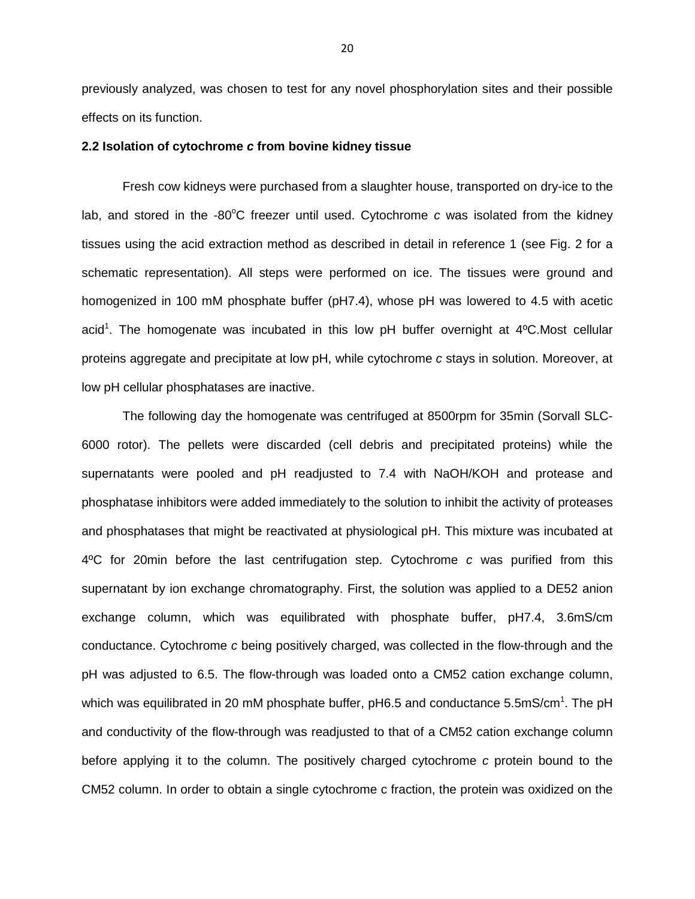previously analyzed, was chosen to test for any novel phosphorylation sites and their possible effects on its function.

## 2.2 Isolation of cytochrome *c* from bovine kidney tissue

Fresh cow kidneys were purchased from a slaughter house, transported on dry-ice to the lab, and stored in the -80°C freezer until used. Cytochrome *c* was isolated from the kidney tissues using the acid extraction method as described in detail in reference 1 (see Fig. 2 for a schematic representation). All steps were performed on ice. The tissues were ground and homogenized in 100 mM phosphate buffer (pH7.4), whose pH was lowered to 4.5 with acetic acid[1]. The homogenate was incubated in this low pH buffer overnight at 4ºC.Most cellular proteins aggregate and precipitate at low pH, while cytochrome *c* stays in solution. Moreover, at low pH cellular phosphatases are inactive.

The following day the homogenate was centrifuged at 8500rpm for 35min (Sorvall SLC-6000 rotor). The pellets were discarded (cell debris and precipitated proteins) while the supernatants were pooled and pH readjusted to 7.4 with NaOH/KOH and protease and phosphatase inhibitors were added immediately to the solution to inhibit the activity of proteases and phosphatases that might be reactivated at physiological pH. This mixture was incubated at 4ºC for 20min before the last centrifugation step. Cytochrome *c* was purified from this supernatant by ion exchange chromatography. First, the solution was applied to a DE52 anion exchange column, which was equilibrated with phosphate buffer, pH7.4, 3.6mS/cm conductance. Cytochrome *c* being positively charged, was collected in the flow-through and the pH was adjusted to 6.5. The flow-through was loaded onto a CM52 cation exchange column, which was equilibrated in 20 mM phosphate buffer, pH6.5 and conductance 5.5mS/cm[1]. The pH and conductivity of the flow-through was readjusted to that of a CM52 cation exchange column before applying it to the column. The positively charged cytochrome *c* protein bound to the CM52 column. In order to obtain a single cytochrome c fraction, the protein was oxidized on the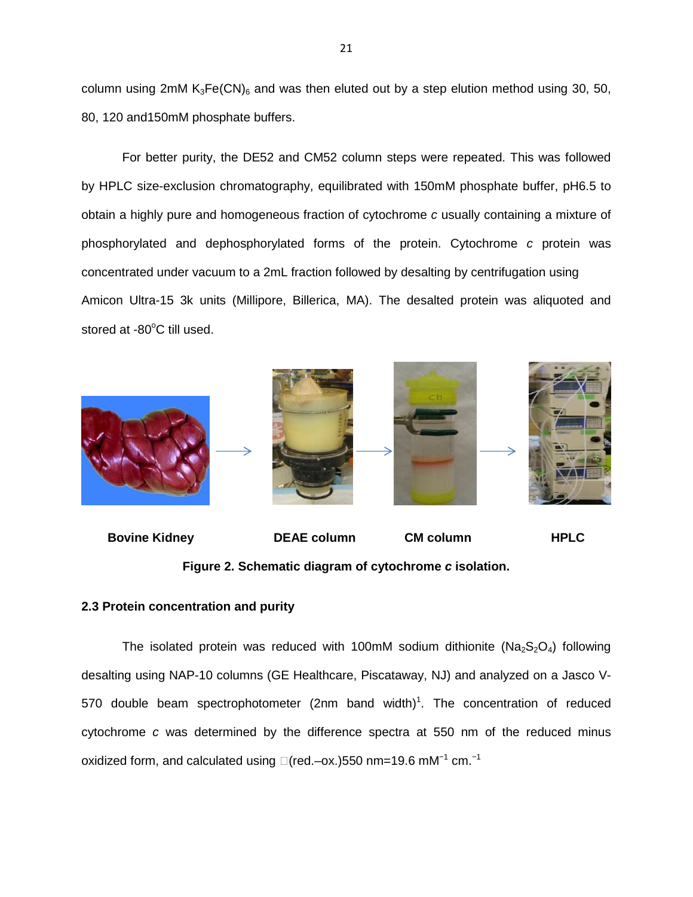column using 2mM $K_3Fe(CN)_6$ and was then eluted out by a step elution method using 30, 50, 80, 120 and150mM phosphate buffers.

For better purity, the DE52 and CM52 column steps were repeated. This was followed by HPLC size-exclusion chromatography, equilibrated with 150mM phosphate buffer, pH6.5 to obtain a highly pure and homogeneous fraction of cytochrome *c* usually containing a mixture of phosphorylated and dephosphorylated forms of the protein. Cytochrome *c* protein was concentrated under vacuum to a 2mL fraction followed by desalting by centrifugation using Amicon Ultra-15 3k units (Millipore, Billerica, MA). The desalted protein was aliquoted and stored at -80°C till used.

Bovine Kidney → DEAE column → CM column → HPLC

**Figure 2. Schematic diagram of cytochrome *c* isolation.**

## 2.3 Protein concentration and purity

The isolated protein was reduced with 100mM sodium dithionite ($Na_2S_2O_4$) following desalting using NAP-10 columns (GE Healthcare, Piscataway, NJ) and analyzed on a Jasco V-570 double beam spectrophotometer (2nm band width)[1]. The concentration of reduced cytochrome *c* was determined by the difference spectra at 550 nm of the reduced minus oxidized form, and calculated using □(red.–ox.)550 nm=19.6 $mM^{-1}$ $cm.^{-1}$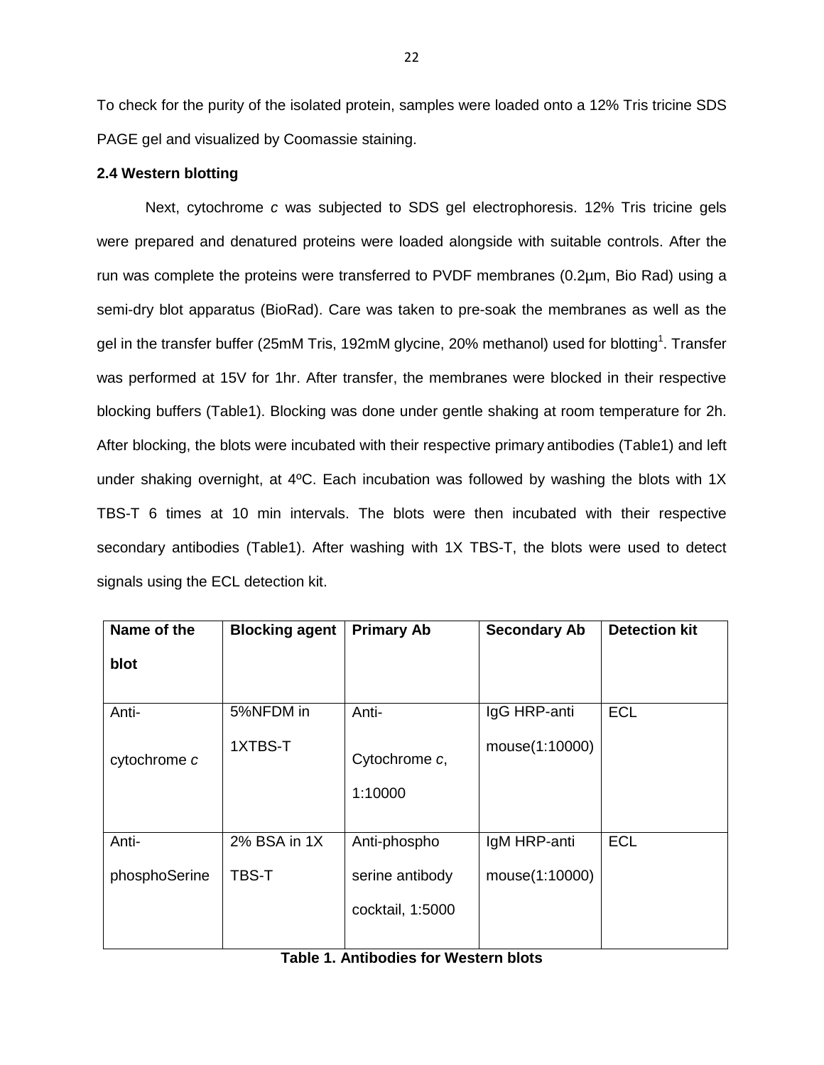To check for the purity of the isolated protein, samples were loaded onto a 12% Tris tricine SDS PAGE gel and visualized by Coomassie staining.

### 2.4 Western blotting

Next, cytochrome *c* was subjected to SDS gel electrophoresis. 12% Tris tricine gels were prepared and denatured proteins were loaded alongside with suitable controls. After the run was complete the proteins were transferred to PVDF membranes (0.2µm, Bio Rad) using a semi-dry blot apparatus (BioRad). Care was taken to pre-soak the membranes as well as the gel in the transfer buffer (25mM Tris, 192mM glycine, 20% methanol) used for blotting[1]. Transfer was performed at 15V for 1hr. After transfer, the membranes were blocked in their respective blocking buffers (Table1). Blocking was done under gentle shaking at room temperature for 2h. After blocking, the blots were incubated with their respective primary antibodies (Table1) and left under shaking overnight, at 4ºC. Each incubation was followed by washing the blots with 1X TBS-T 6 times at 10 min intervals. The blots were then incubated with their respective secondary antibodies (Table1). After washing with 1X TBS-T, the blots were used to detect signals using the ECL detection kit.

| Name of the blot | Blocking agent | Primary Ab | Secondary Ab | Detection kit |
|---|---|---|---|---|
| Anti-cytochrome *c* | 5%NFDM in 1XTBS-T | Anti-Cytochrome *c*, 1:10000 | IgG HRP-anti mouse(1:10000) | ECL |
| Anti-phosphoSerine | 2% BSA in 1X TBS-T | Anti-phospho serine antibody cocktail, 1:5000 | IgM HRP-anti mouse(1:10000) | ECL |

**Table 1. Antibodies for Western blots**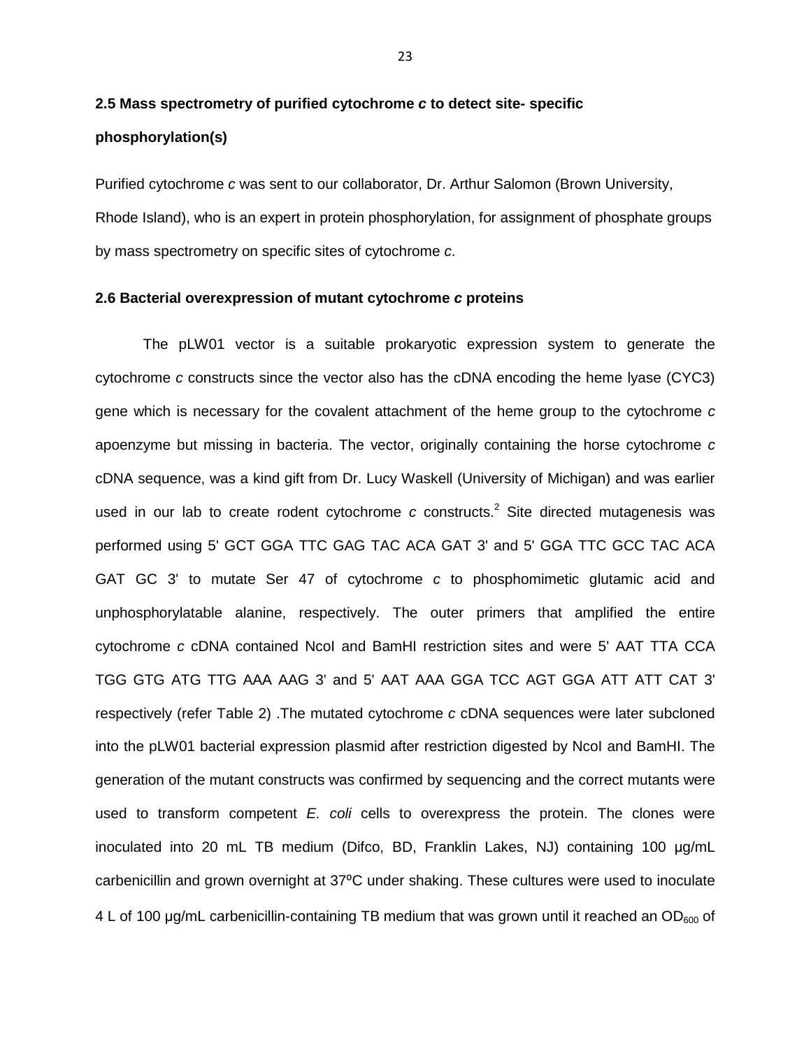## 2.5 Mass spectrometry of purified cytochrome *c* to detect site- specific phosphorylation(s)

Purified cytochrome *c* was sent to our collaborator, Dr. Arthur Salomon (Brown University, Rhode Island), who is an expert in protein phosphorylation, for assignment of phosphate groups by mass spectrometry on specific sites of cytochrome *c*.

## 2.6 Bacterial overexpression of mutant cytochrome *c* proteins

The pLW01 vector is a suitable prokaryotic expression system to generate the cytochrome *c* constructs since the vector also has the cDNA encoding the heme lyase (CYC3) gene which is necessary for the covalent attachment of the heme group to the cytochrome *c* apoenzyme but missing in bacteria. The vector, originally containing the horse cytochrome *c* cDNA sequence, was a kind gift from Dr. Lucy Waskell (University of Michigan) and was earlier used in our lab to create rodent cytochrome *c* constructs.[2] Site directed mutagenesis was performed using 5' GCT GGA TTC GAG TAC ACA GAT 3' and 5' GGA TTC GCC TAC ACA GAT GC 3' to mutate Ser 47 of cytochrome *c* to phosphomimetic glutamic acid and unphosphorylatable alanine, respectively. The outer primers that amplified the entire cytochrome *c* cDNA contained NcoI and BamHI restriction sites and were 5' AAT TTA CCA TGG GTG ATG TTG AAA AAG 3' and 5' AAT AAA GGA TCC AGT GGA ATT ATT CAT 3' respectively (refer Table 2) .The mutated cytochrome *c* cDNA sequences were later subcloned into the pLW01 bacterial expression plasmid after restriction digested by NcoI and BamHI. The generation of the mutant constructs was confirmed by sequencing and the correct mutants were used to transform competent *E. coli* cells to overexpress the protein. The clones were inoculated into 20 mL TB medium (Difco, BD, Franklin Lakes, NJ) containing 100 μg/mL carbenicillin and grown overnight at 37ºC under shaking. These cultures were used to inoculate 4 L of 100 μg/mL carbenicillin-containing TB medium that was grown until it reached an $OD_{600}$ of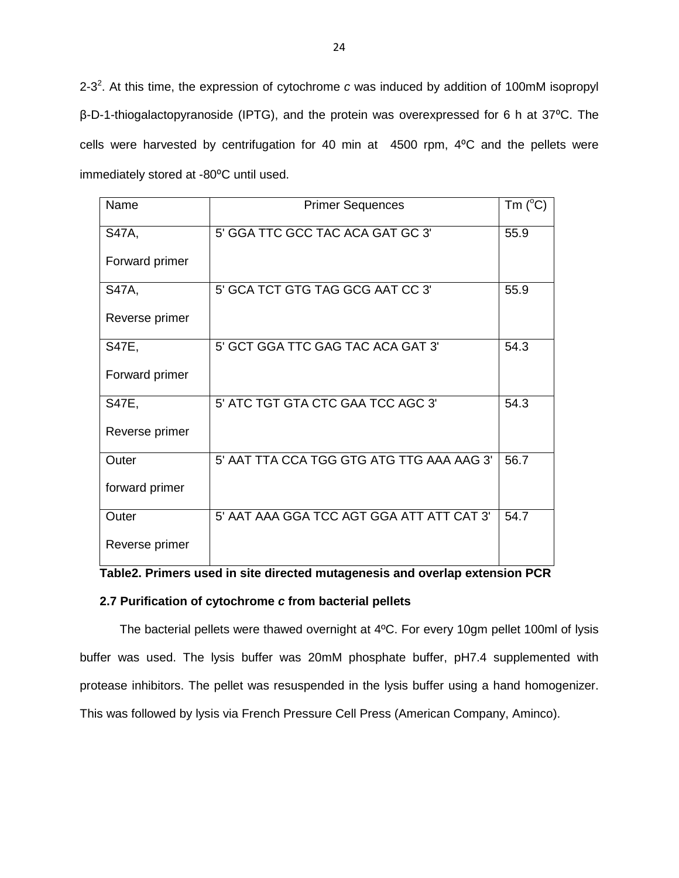2-3[2]. At this time, the expression of cytochrome *c* was induced by addition of 100mM isopropyl β-D-1-thiogalactopyranoside (IPTG), and the protein was overexpressed for 6 h at 37ºC. The cells were harvested by centrifugation for 40 min at 4500 rpm, 4ºC and the pellets were immediately stored at -80ºC until used.

| Name | Primer Sequences | Tm (°C) |
|---|---|---|
| S47A, Forward primer | 5' GGA TTC GCC TAC ACA GAT GC 3' | 55.9 |
| S47A, Reverse primer | 5' GCA TCT GTG TAG GCG AAT CC 3' | 55.9 |
| S47E, Forward primer | 5' GCT GGA TTC GAG TAC ACA GAT 3' | 54.3 |
| S47E, Reverse primer | 5' ATC TGT GTA CTC GAA TCC AGC 3' | 54.3 |
| Outer forward primer | 5' AAT TTA CCA TGG GTG ATG TTG AAA AAG 3' | 56.7 |
| Outer Reverse primer | 5' AAT AAA GGA TCC AGT GGA ATT ATT CAT 3' | 54.7 |

**Table2. Primers used in site directed mutagenesis and overlap extension PCR**

### 2.7 Purification of cytochrome *c* from bacterial pellets

The bacterial pellets were thawed overnight at 4ºC. For every 10gm pellet 100ml of lysis buffer was used. The lysis buffer was 20mM phosphate buffer, pH7.4 supplemented with protease inhibitors. The pellet was resuspended in the lysis buffer using a hand homogenizer. This was followed by lysis via French Pressure Cell Press (American Company, Aminco).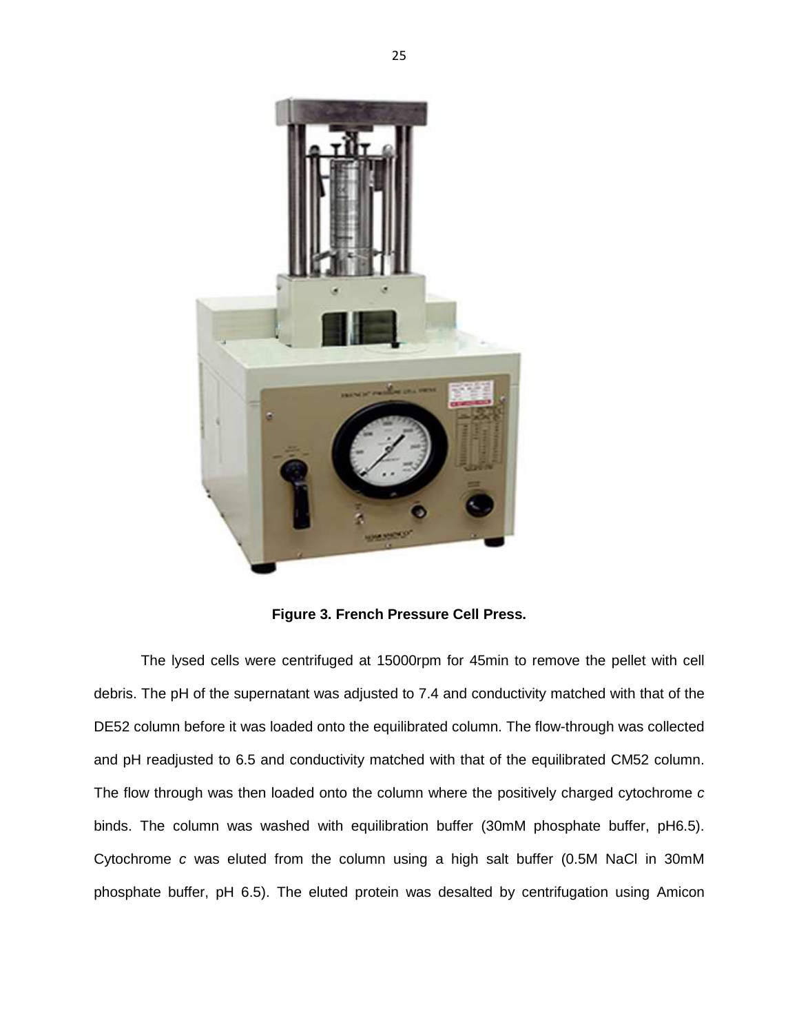**Figure 3. French Pressure Cell Press.**

The lysed cells were centrifuged at 15000rpm for 45min to remove the pellet with cell debris. The pH of the supernatant was adjusted to 7.4 and conductivity matched with that of the DE52 column before it was loaded onto the equilibrated column. The flow-through was collected and pH readjusted to 6.5 and conductivity matched with that of the equilibrated CM52 column. The flow through was then loaded onto the column where the positively charged cytochrome *c* binds. The column was washed with equilibration buffer (30mM phosphate buffer, pH6.5). Cytochrome *c* was eluted from the column using a high salt buffer (0.5M NaCl in 30mM phosphate buffer, pH 6.5). The eluted protein was desalted by centrifugation using Amicon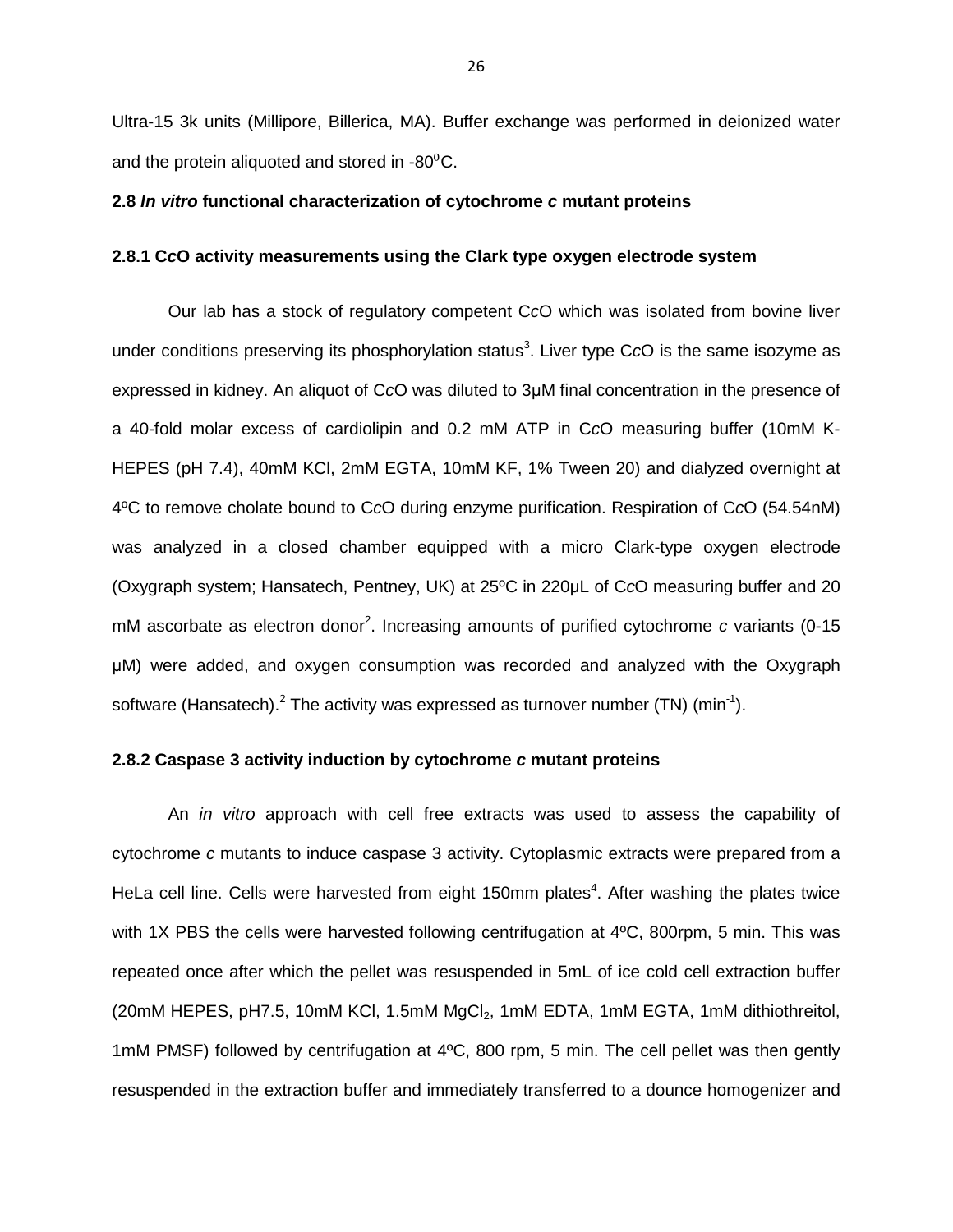Ultra-15 3k units (Millipore, Billerica, MA). Buffer exchange was performed in deionized water and the protein aliquoted and stored in -80$^0$C.

**2.8 *In vitro* functional characterization of cytochrome *c* mutant proteins**

**2.8.1 C*c*O activity measurements using the Clark type oxygen electrode system**

Our lab has a stock of regulatory competent C*c*O which was isolated from bovine liver under conditions preserving its phosphorylation status[3]. Liver type C*c*O is the same isozyme as expressed in kidney. An aliquot of C*c*O was diluted to 3μM final concentration in the presence of a 40-fold molar excess of cardiolipin and 0.2 mM ATP in C*c*O measuring buffer (10mM K-HEPES (pH 7.4), 40mM KCl, 2mM EGTA, 10mM KF, 1% Tween 20) and dialyzed overnight at 4ºC to remove cholate bound to C*c*O during enzyme purification. Respiration of C*c*O (54.54nM) was analyzed in a closed chamber equipped with a micro Clark-type oxygen electrode (Oxygraph system; Hansatech, Pentney, UK) at 25ºC in 220μL of C*c*O measuring buffer and 20 mM ascorbate as electron donor[2]. Increasing amounts of purified cytochrome *c* variants (0-15 μM) were added, and oxygen consumption was recorded and analyzed with the Oxygraph software (Hansatech).[2] The activity was expressed as turnover number (TN) (min$^{-1}$).

**2.8.2 Caspase 3 activity induction by cytochrome *c* mutant proteins**

An *in vitro* approach with cell free extracts was used to assess the capability of cytochrome *c* mutants to induce caspase 3 activity. Cytoplasmic extracts were prepared from a HeLa cell line. Cells were harvested from eight 150mm plates[4]. After washing the plates twice with 1X PBS the cells were harvested following centrifugation at 4ºC, 800rpm, 5 min. This was repeated once after which the pellet was resuspended in 5mL of ice cold cell extraction buffer (20mM HEPES, pH7.5, 10mM KCl, 1.5mM $MgCl_2$, 1mM EDTA, 1mM EGTA, 1mM dithiothreitol, 1mM PMSF) followed by centrifugation at 4ºC, 800 rpm, 5 min. The cell pellet was then gently resuspended in the extraction buffer and immediately transferred to a dounce homogenizer and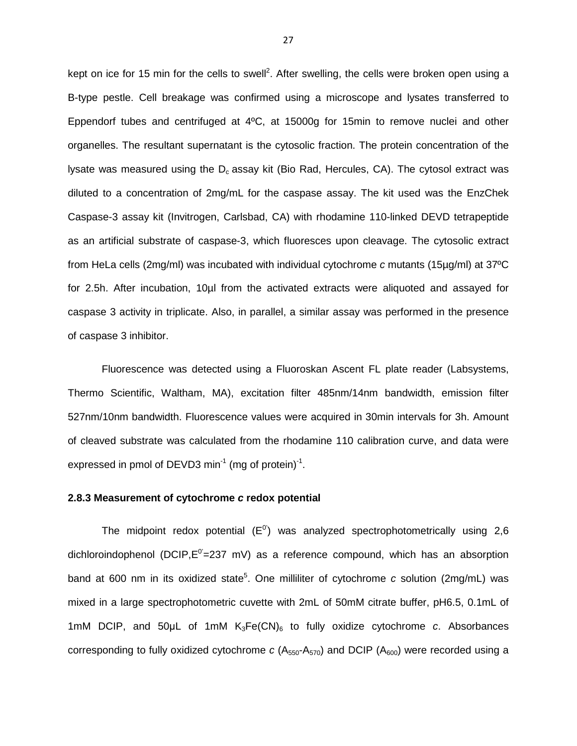kept on ice for 15 min for the cells to swell[2]. After swelling, the cells were broken open using a B-type pestle. Cell breakage was confirmed using a microscope and lysates transferred to Eppendorf tubes and centrifuged at 4ºC, at 15000g for 15min to remove nuclei and other organelles. The resultant supernatant is the cytosolic fraction. The protein concentration of the lysate was measured using the $D_c$ assay kit (Bio Rad, Hercules, CA). The cytosol extract was diluted to a concentration of 2mg/mL for the caspase assay. The kit used was the EnzChek Caspase-3 assay kit (Invitrogen, Carlsbad, CA) with rhodamine 110-linked DEVD tetrapeptide as an artificial substrate of caspase-3, which fluoresces upon cleavage. The cytosolic extract from HeLa cells (2mg/ml) was incubated with individual cytochrome *c* mutants (15µg/ml) at 37ºC for 2.5h. After incubation, 10µl from the activated extracts were aliquoted and assayed for caspase 3 activity in triplicate. Also, in parallel, a similar assay was performed in the presence of caspase 3 inhibitor.

Fluorescence was detected using a Fluoroskan Ascent FL plate reader (Labsystems, Thermo Scientific, Waltham, MA), excitation filter 485nm/14nm bandwidth, emission filter 527nm/10nm bandwidth. Fluorescence values were acquired in 30min intervals for 3h. Amount of cleaved substrate was calculated from the rhodamine 110 calibration curve, and data were expressed in pmol of DEVD3 $min^{-1}$ (mg of protein)$^{-1}$.

### 2.8.3 Measurement of cytochrome *c* redox potential

The midpoint redox potential ($E^{0'}$) was analyzed spectrophotometrically using 2,6 dichloroindophenol (DCIP,$E^{0'}$=237 mV) as a reference compound, which has an absorption band at 600 nm in its oxidized state[5]. One milliliter of cytochrome *c* solution (2mg/mL) was mixed in a large spectrophotometric cuvette with 2mL of 50mM citrate buffer, pH6.5, 0.1mL of 1mM DCIP, and 50µL of 1mM $K_3Fe(CN)_6$ to fully oxidize cytochrome *c*. Absorbances corresponding to fully oxidized cytochrome *c* ($A_{550}$-$A_{570}$) and DCIP ($A_{600}$) were recorded using a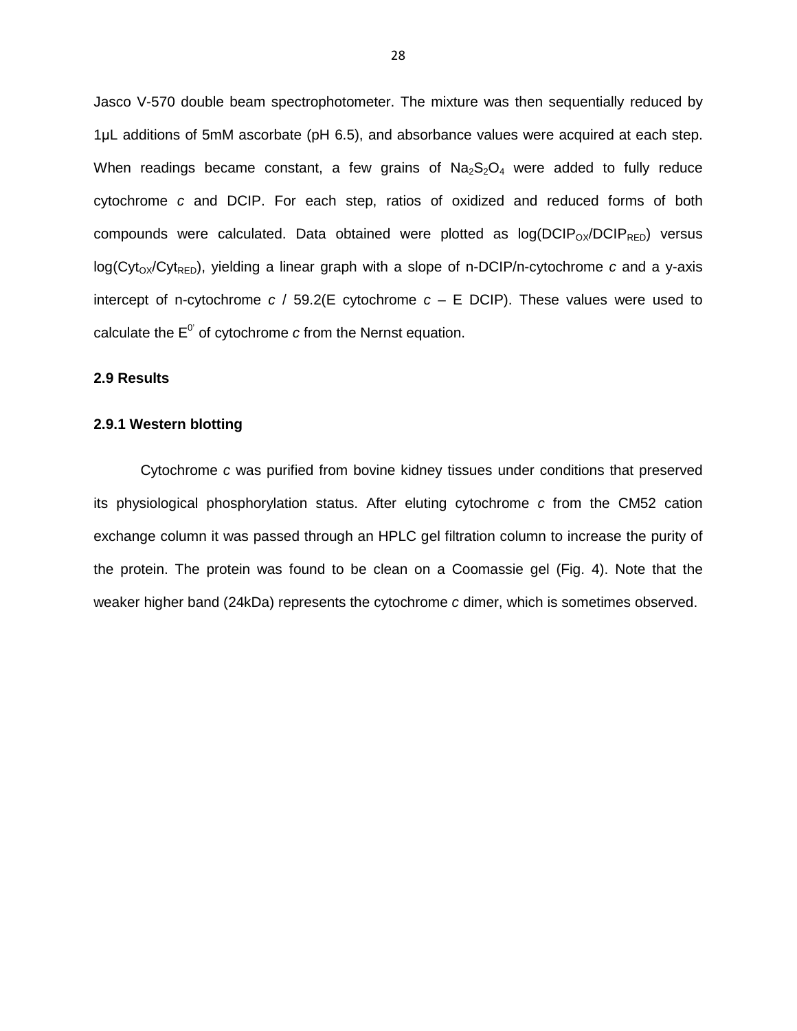Jasco V-570 double beam spectrophotometer. The mixture was then sequentially reduced by 1μL additions of 5mM ascorbate (pH 6.5), and absorbance values were acquired at each step. When readings became constant, a few grains of $Na_2S_2O_4$ were added to fully reduce cytochrome *c* and DCIP. For each step, ratios of oxidized and reduced forms of both compounds were calculated. Data obtained were plotted as $\log(DCIP_{OX}/DCIP_{RED})$ versus $\log(Cyt_{OX}/Cyt_{RED})$, yielding a linear graph with a slope of n-DCIP/n-cytochrome *c* and a y-axis intercept of n-cytochrome *c* / 59.2(E cytochrome *c* – E DCIP). These values were used to calculate the $E^{0'}$ of cytochrome *c* from the Nernst equation.

## 2.9 Results

### 2.9.1 Western blotting

Cytochrome *c* was purified from bovine kidney tissues under conditions that preserved its physiological phosphorylation status. After eluting cytochrome *c* from the CM52 cation exchange column it was passed through an HPLC gel filtration column to increase the purity of the protein. The protein was found to be clean on a Coomassie gel (Fig. 4). Note that the weaker higher band (24kDa) represents the cytochrome *c* dimer, which is sometimes observed.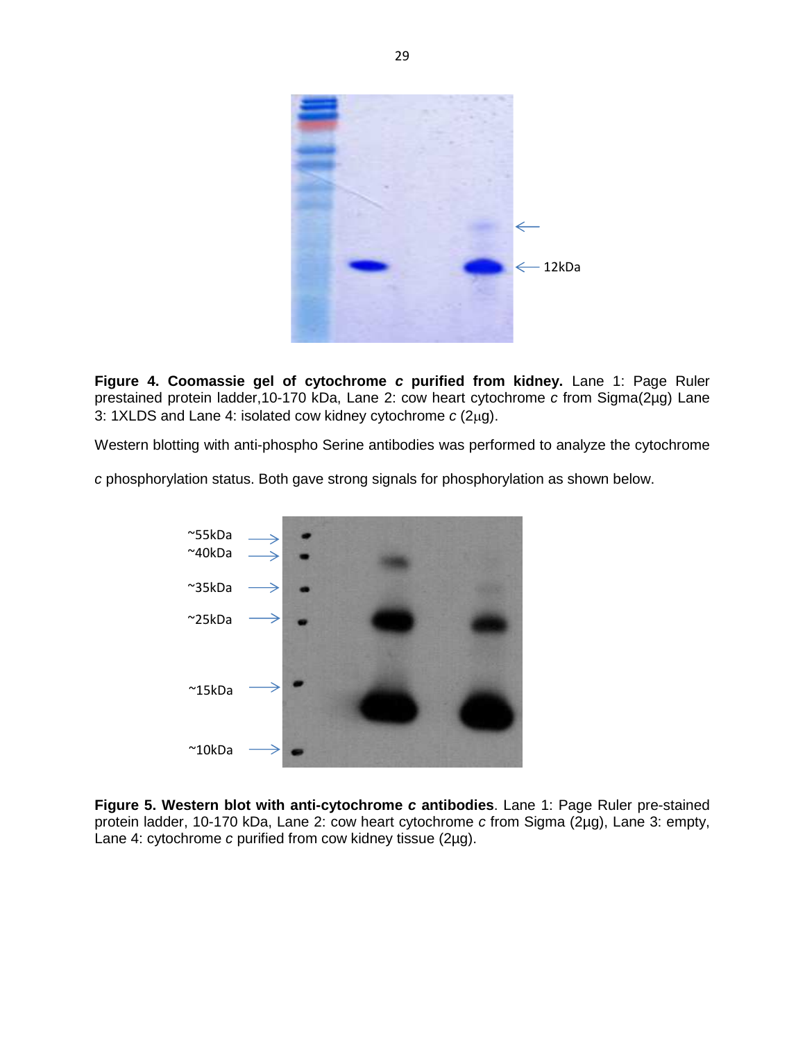**Figure 4. Coomassie gel of cytochrome *c* purified from kidney.** Lane 1: Page Ruler prestained protein ladder,10-170 kDa, Lane 2: cow heart cytochrome *c* from Sigma(2µg) Lane 3: 1XLDS and Lane 4: isolated cow kidney cytochrome *c* (2µg).

Western blotting with anti-phospho Serine antibodies was performed to analyze the cytochrome *c* phosphorylation status. Both gave strong signals for phosphorylation as shown below.

**Figure 5. Western blot with anti-cytochrome *c* antibodies**. Lane 1: Page Ruler pre-stained protein ladder, 10-170 kDa, Lane 2: cow heart cytochrome *c* from Sigma (2µg), Lane 3: empty, Lane 4: cytochrome *c* purified from cow kidney tissue (2µg).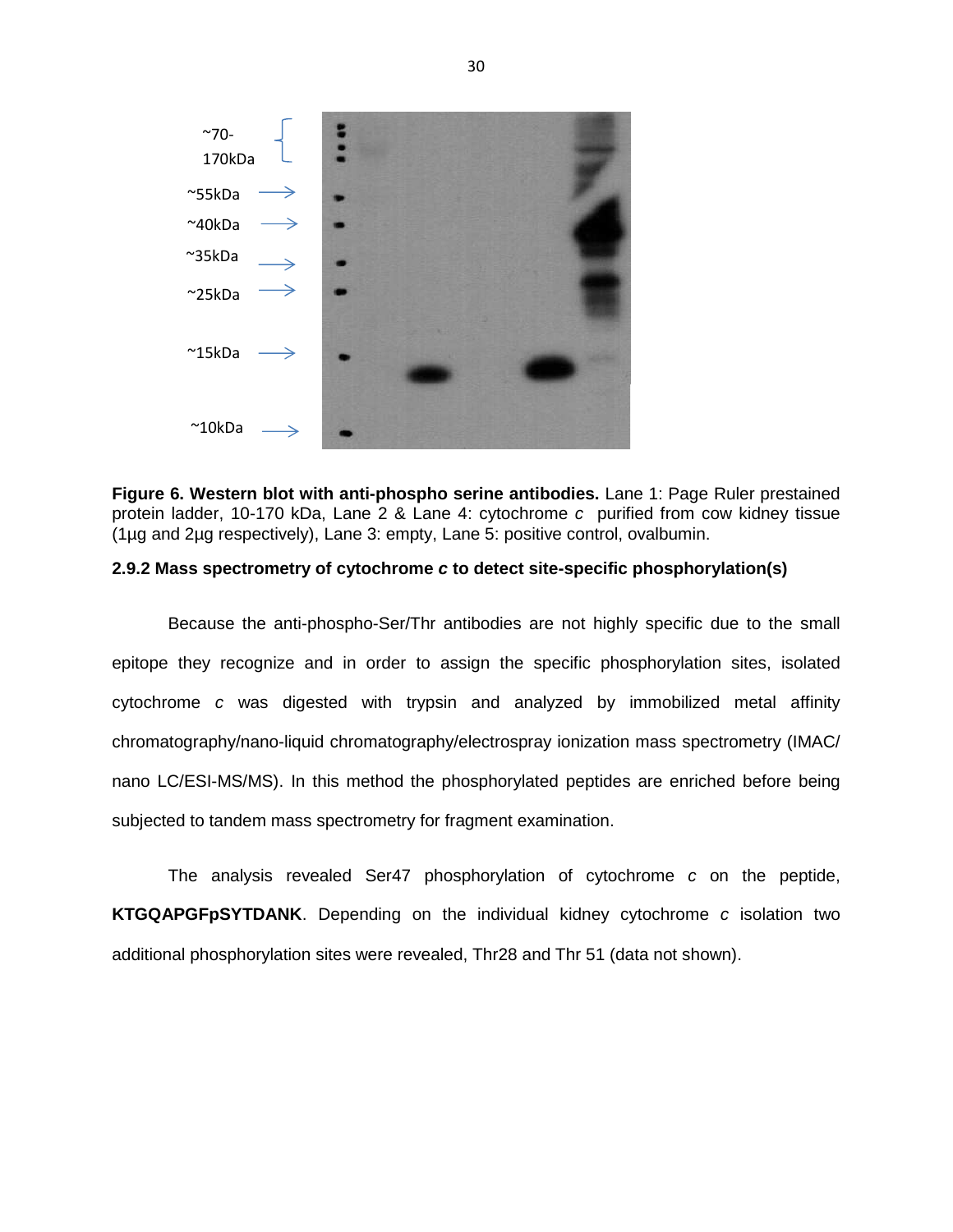**Figure 6. Western blot with anti-phospho serine antibodies.** Lane 1: Page Ruler prestained protein ladder, 10-170 kDa, Lane 2 & Lane 4: cytochrome *c* purified from cow kidney tissue (1µg and 2µg respectively), Lane 3: empty, Lane 5: positive control, ovalbumin.

### 2.9.2 Mass spectrometry of cytochrome *c* to detect site-specific phosphorylation(s)

Because the anti-phospho-Ser/Thr antibodies are not highly specific due to the small epitope they recognize and in order to assign the specific phosphorylation sites, isolated cytochrome *c* was digested with trypsin and analyzed by immobilized metal affinity chromatography/nano-liquid chromatography/electrospray ionization mass spectrometry (IMAC/ nano LC/ESI-MS/MS). In this method the phosphorylated peptides are enriched before being subjected to tandem mass spectrometry for fragment examination.

The analysis revealed Ser47 phosphorylation of cytochrome *c* on the peptide, **KTGQAPGFpSYTDANK**. Depending on the individual kidney cytochrome *c* isolation two additional phosphorylation sites were revealed, Thr28 and Thr 51 (data not shown).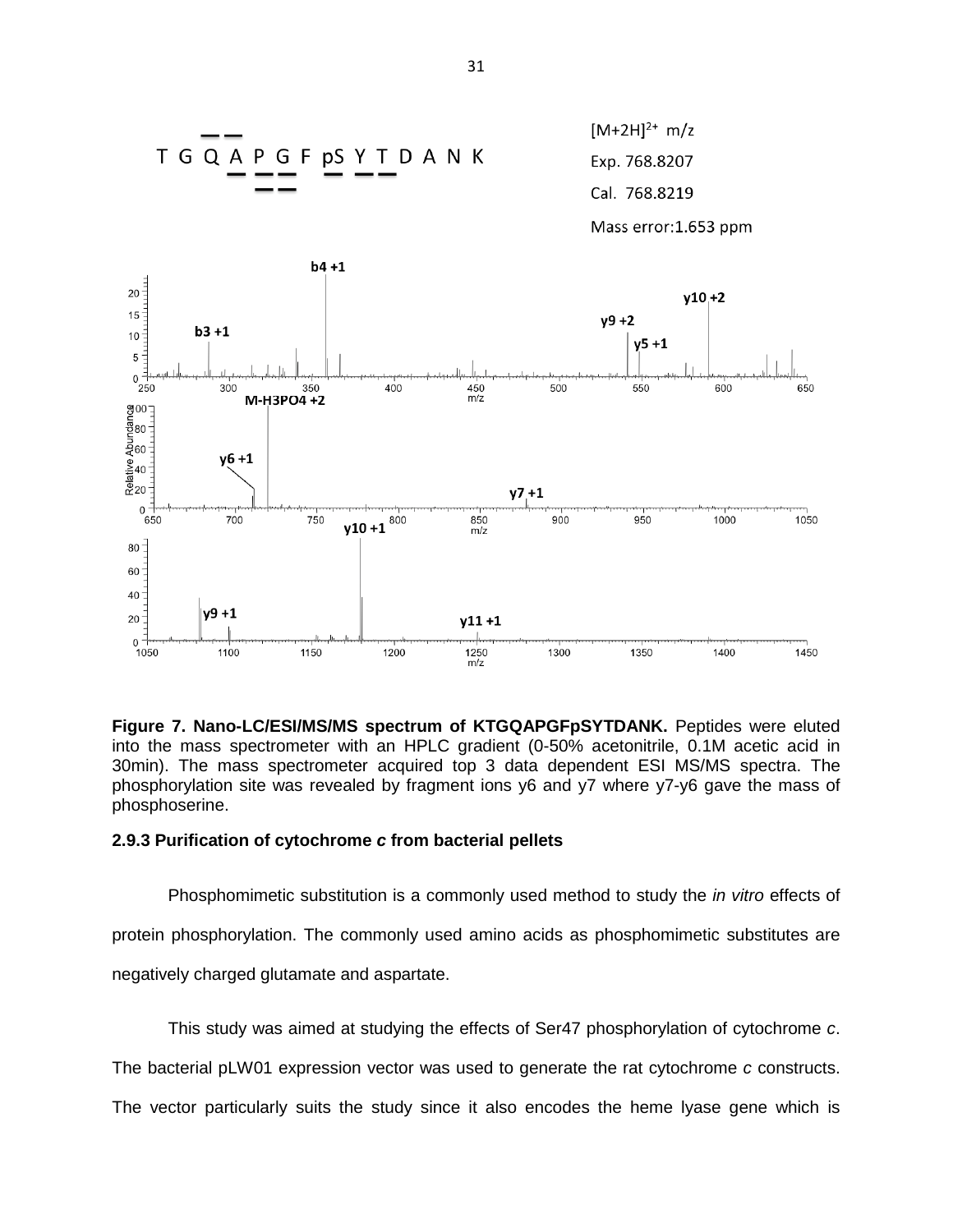T G Q A P G F pS Y T D A N K

[M+2H]2+ m/z

Exp. 768.8207

Cal. 768.8219

Mass error:1.653 ppm

**Figure 7. Nano-LC/ESI/MS/MS spectrum of KTGQAPGFpSYTDANK.** Peptides were eluted into the mass spectrometer with an HPLC gradient (0-50% acetonitrile, 0.1M acetic acid in 30min). The mass spectrometer acquired top 3 data dependent ESI MS/MS spectra. The phosphorylation site was revealed by fragment ions y6 and y7 where y7-y6 gave the mass of phosphoserine.

### 2.9.3 Purification of cytochrome *c* from bacterial pellets

Phosphomimetic substitution is a commonly used method to study the *in vitro* effects of protein phosphorylation. The commonly used amino acids as phosphomimetic substitutes are negatively charged glutamate and aspartate.

This study was aimed at studying the effects of Ser47 phosphorylation of cytochrome *c*. The bacterial pLW01 expression vector was used to generate the rat cytochrome *c* constructs. The vector particularly suits the study since it also encodes the heme lyase gene which is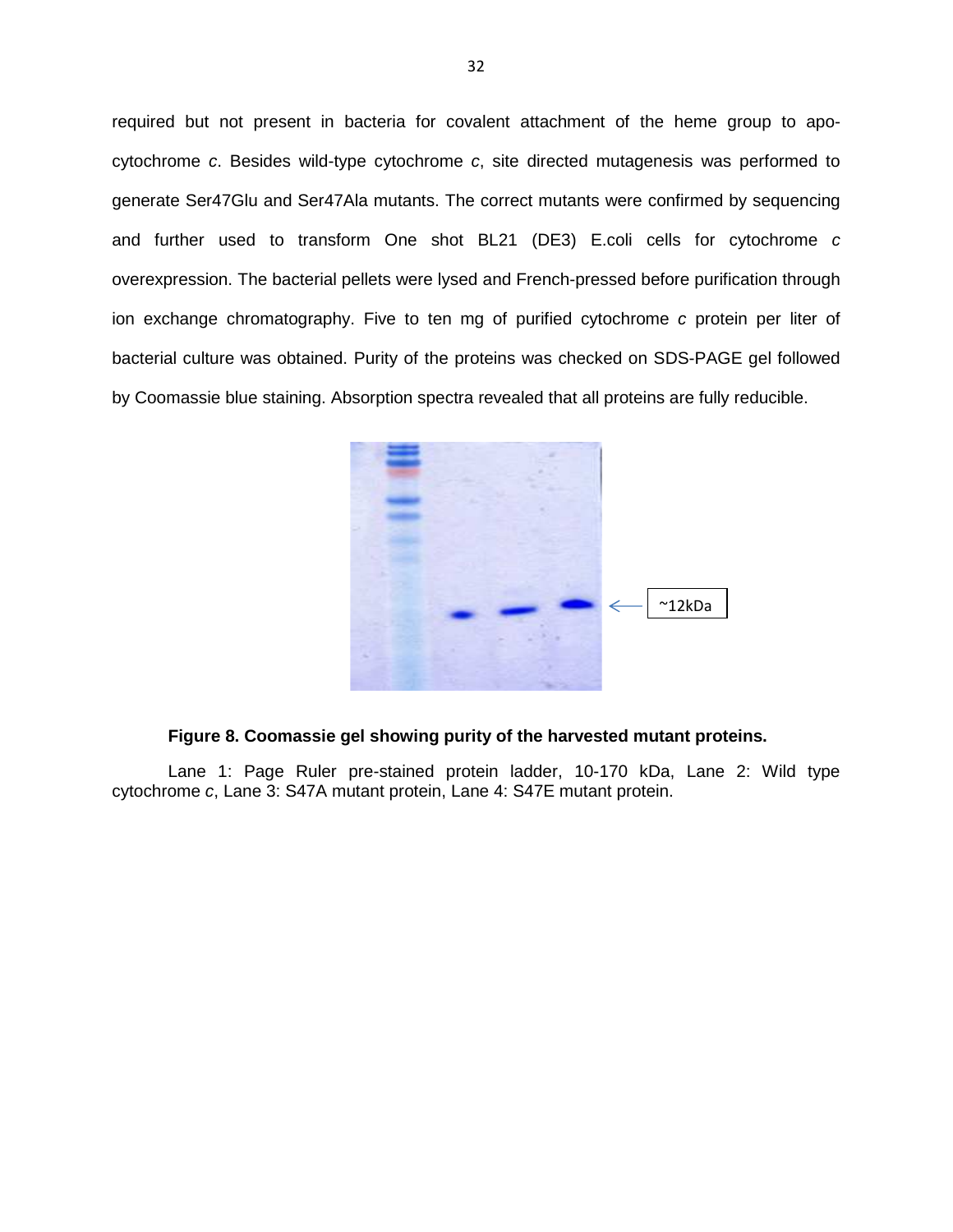required but not present in bacteria for covalent attachment of the heme group to apo-cytochrome *c*. Besides wild-type cytochrome *c*, site directed mutagenesis was performed to generate Ser47Glu and Ser47Ala mutants. The correct mutants were confirmed by sequencing and further used to transform One shot BL21 (DE3) E.coli cells for cytochrome *c* overexpression. The bacterial pellets were lysed and French-pressed before purification through ion exchange chromatography. Five to ten mg of purified cytochrome *c* protein per liter of bacterial culture was obtained. Purity of the proteins was checked on SDS-PAGE gel followed by Coomassie blue staining. Absorption spectra revealed that all proteins are fully reducible.

~12kDa

**Figure 8. Coomassie gel showing purity of the harvested mutant proteins.**

Lane 1: Page Ruler pre-stained protein ladder, 10-170 kDa, Lane 2: Wild type cytochrome *c*, Lane 3: S47A mutant protein, Lane 4: S47E mutant protein.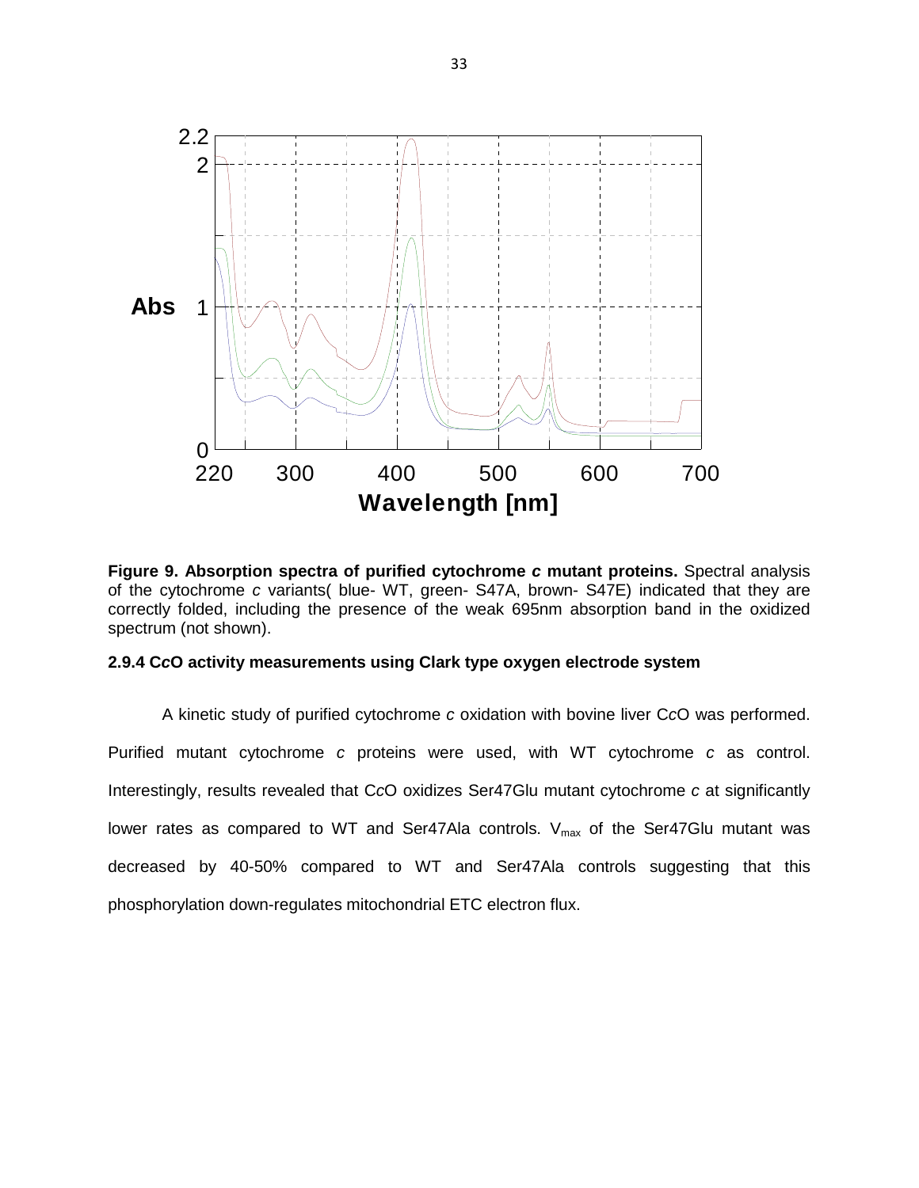**Figure 9. Absorption spectra of purified cytochrome *c* mutant proteins.** Spectral analysis of the cytochrome *c* variants( blue- WT, green- S47A, brown- S47E) indicated that they are correctly folded, including the presence of the weak 695nm absorption band in the oxidized spectrum (not shown).

#### 2.9.4 C*c*O activity measurements using Clark type oxygen electrode system

A kinetic study of purified cytochrome *c* oxidation with bovine liver C*c*O was performed. Purified mutant cytochrome *c* proteins were used, with WT cytochrome *c* as control. Interestingly, results revealed that C*c*O oxidizes Ser47Glu mutant cytochrome *c* at significantly lower rates as compared to WT and Ser47Ala controls. $V_{max}$ of the Ser47Glu mutant was decreased by 40-50% compared to WT and Ser47Ala controls suggesting that this phosphorylation down-regulates mitochondrial ETC electron flux.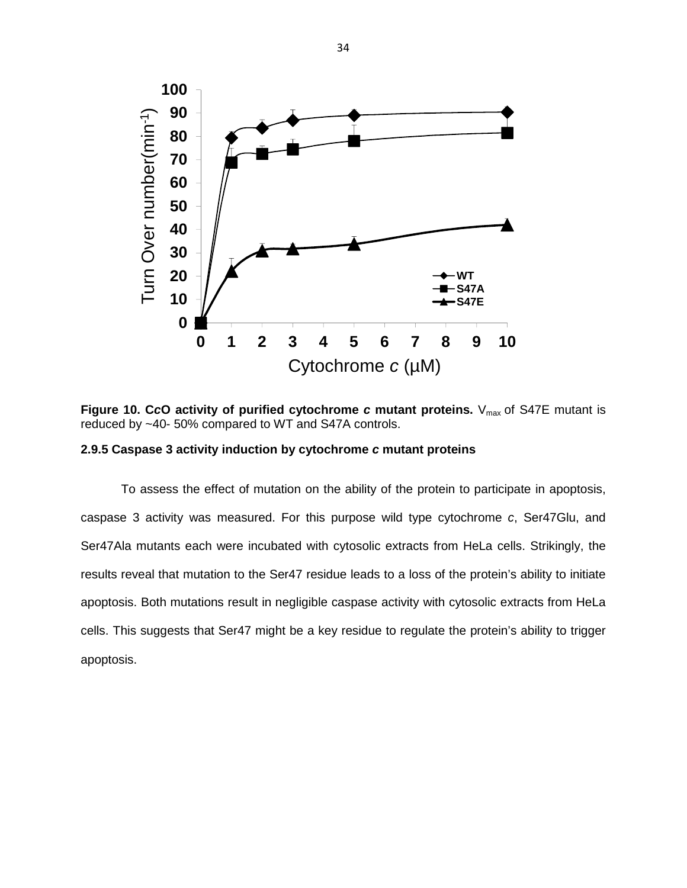**Figure 10. CcO activity of purified cytochrome *c* mutant proteins.** $V_{max}$ of S47E mutant is reduced by ~40- 50% compared to WT and S47A controls.

### 2.9.5 Caspase 3 activity induction by cytochrome *c* mutant proteins

To assess the effect of mutation on the ability of the protein to participate in apoptosis, caspase 3 activity was measured. For this purpose wild type cytochrome *c*, Ser47Glu, and Ser47Ala mutants each were incubated with cytosolic extracts from HeLa cells. Strikingly, the results reveal that mutation to the Ser47 residue leads to a loss of the protein's ability to initiate apoptosis. Both mutations result in negligible caspase activity with cytosolic extracts from HeLa cells. This suggests that Ser47 might be a key residue to regulate the protein's ability to trigger apoptosis.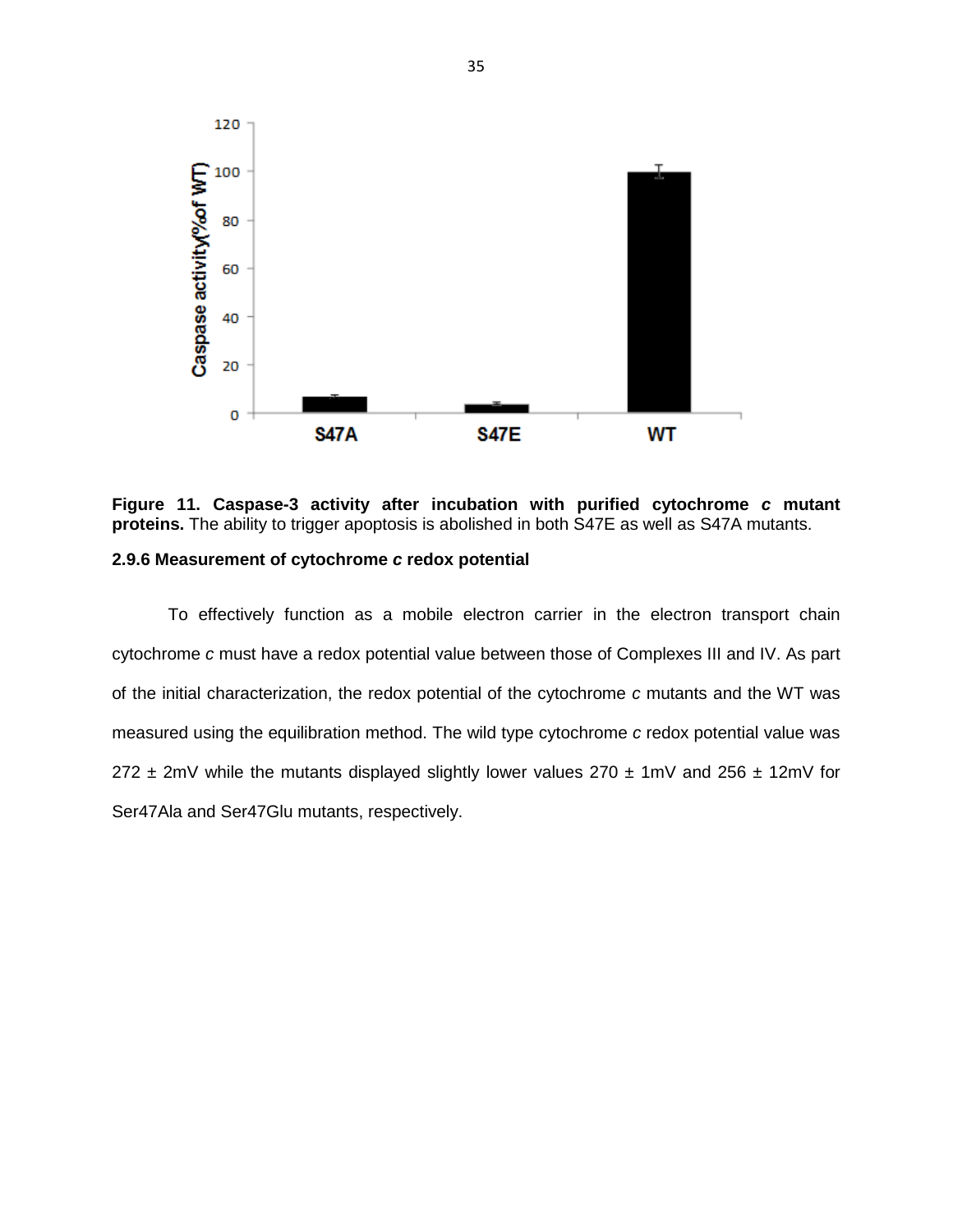**Figure 11. Caspase-3 activity after incubation with purified cytochrome *c* mutant proteins.** The ability to trigger apoptosis is abolished in both S47E as well as S47A mutants.

### 2.9.6 Measurement of cytochrome *c* redox potential

To effectively function as a mobile electron carrier in the electron transport chain cytochrome *c* must have a redox potential value between those of Complexes III and IV. As part of the initial characterization, the redox potential of the cytochrome *c* mutants and the WT was measured using the equilibration method. The wild type cytochrome *c* redox potential value was 272 ± 2mV while the mutants displayed slightly lower values 270 ± 1mV and 256 ± 12mV for Ser47Ala and Ser47Glu mutants, respectively.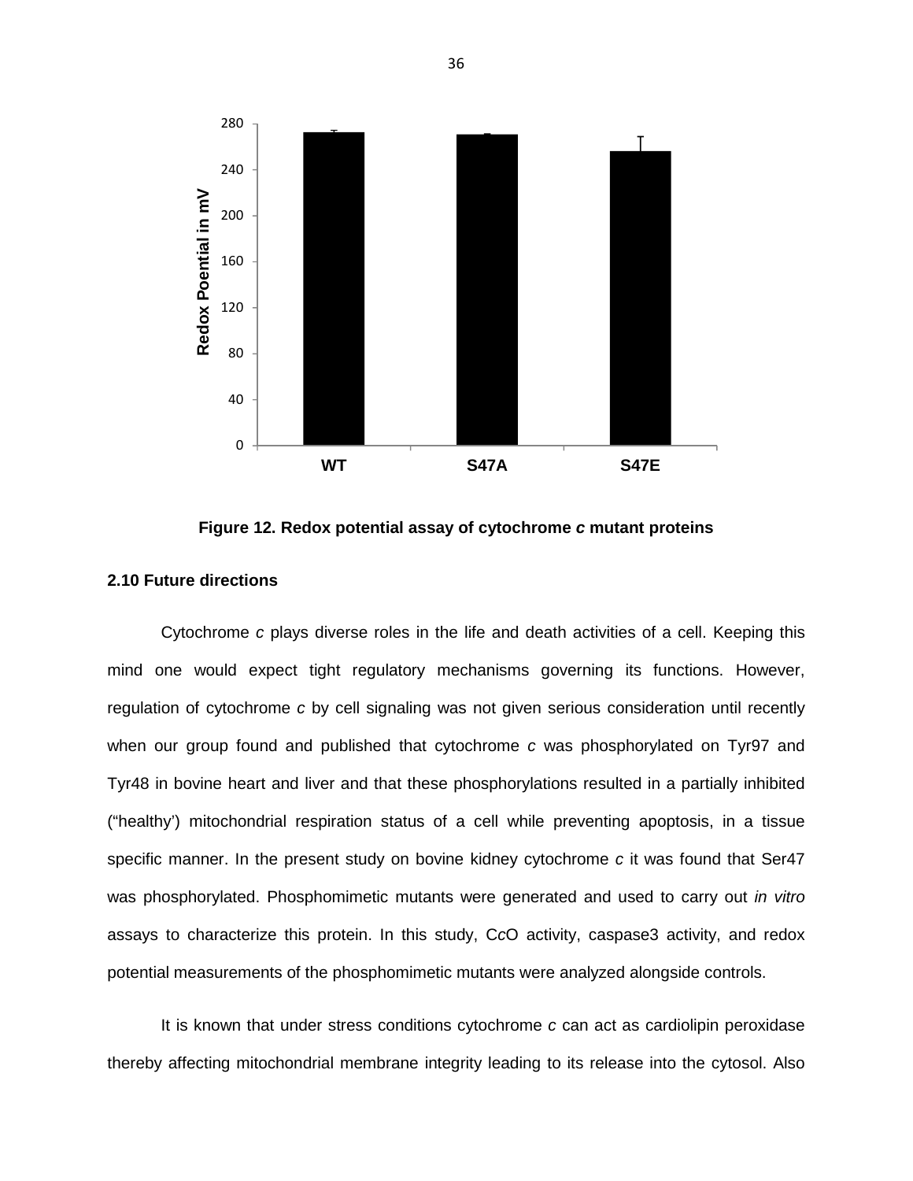**Figure 12. Redox potential assay of cytochrome *c* mutant proteins**

### 2.10 Future directions

Cytochrome *c* plays diverse roles in the life and death activities of a cell. Keeping this mind one would expect tight regulatory mechanisms governing its functions. However, regulation of cytochrome *c* by cell signaling was not given serious consideration until recently when our group found and published that cytochrome *c* was phosphorylated on Tyr97 and Tyr48 in bovine heart and liver and that these phosphorylations resulted in a partially inhibited ("healthy') mitochondrial respiration status of a cell while preventing apoptosis, in a tissue specific manner. In the present study on bovine kidney cytochrome *c* it was found that Ser47 was phosphorylated. Phosphomimetic mutants were generated and used to carry out *in vitro* assays to characterize this protein. In this study, C*c*O activity, caspase3 activity, and redox potential measurements of the phosphomimetic mutants were analyzed alongside controls.

It is known that under stress conditions cytochrome *c* can act as cardiolipin peroxidase thereby affecting mitochondrial membrane integrity leading to its release into the cytosol. Also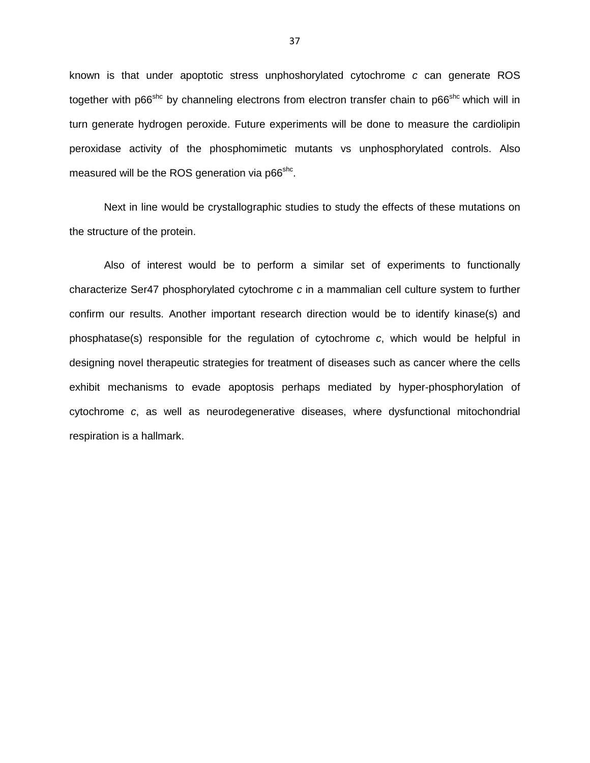known is that under apoptotic stress unphoshorylated cytochrome *c* can generate ROS together with p66$^{shc}$ by channeling electrons from electron transfer chain to p66$^{shc}$ which will in turn generate hydrogen peroxide. Future experiments will be done to measure the cardiolipin peroxidase activity of the phosphomimetic mutants vs unphosphorylated controls. Also measured will be the ROS generation via p66$^{shc}$.

Next in line would be crystallographic studies to study the effects of these mutations on the structure of the protein.

Also of interest would be to perform a similar set of experiments to functionally characterize Ser47 phosphorylated cytochrome *c* in a mammalian cell culture system to further confirm our results. Another important research direction would be to identify kinase(s) and phosphatase(s) responsible for the regulation of cytochrome *c*, which would be helpful in designing novel therapeutic strategies for treatment of diseases such as cancer where the cells exhibit mechanisms to evade apoptosis perhaps mediated by hyper-phosphorylation of cytochrome *c*, as well as neurodegenerative diseases, where dysfunctional mitochondrial respiration is a hallmark.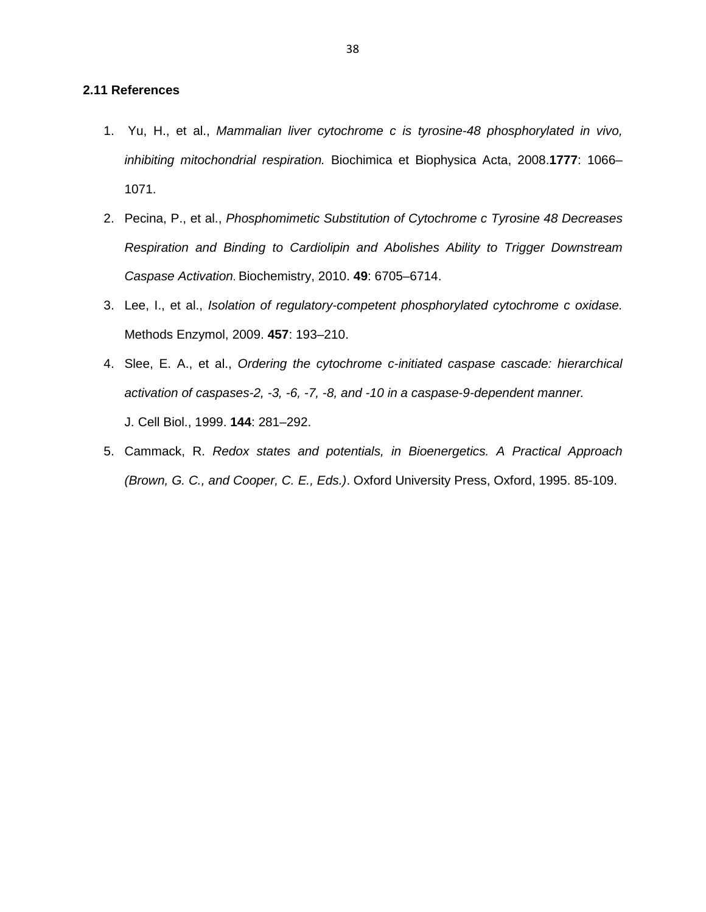### 2.11 References

1. Yu, H., et al., *Mammalian liver cytochrome c is tyrosine-48 phosphorylated in vivo, inhibiting mitochondrial respiration.* Biochimica et Biophysica Acta, 2008.**1777**: 1066–1071.
2. Pecina, P., et al., *Phosphomimetic Substitution of Cytochrome c Tyrosine 48 Decreases Respiration and Binding to Cardiolipin and Abolishes Ability to Trigger Downstream Caspase Activation.* Biochemistry, 2010. **49**: 6705–6714.
3. Lee, I., et al., *Isolation of regulatory-competent phosphorylated cytochrome c oxidase.* Methods Enzymol, 2009. **457**: 193–210.
4. Slee, E. A., et al., *Ordering the cytochrome c-initiated caspase cascade: hierarchical activation of caspases-2, -3, -6, -7, -8, and -10 in a caspase-9-dependent manner.* J. Cell Biol., 1999. **144**: 281–292.
5. Cammack, R. *Redox states and potentials, in Bioenergetics. A Practical Approach (Brown, G. C., and Cooper, C. E., Eds.)*. Oxford University Press, Oxford, 1995. 85-109.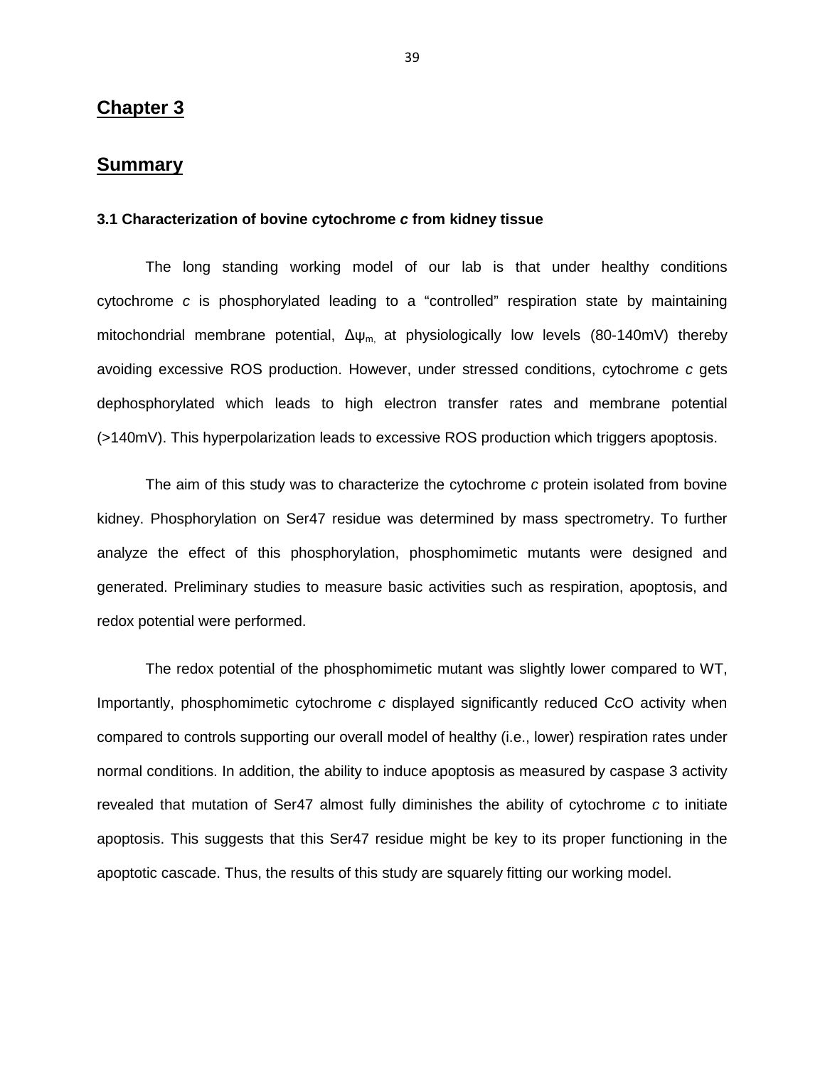# Chapter 3

## Summary

### 3.1 Characterization of bovine cytochrome *c* from kidney tissue

The long standing working model of our lab is that under healthy conditions cytochrome *c* is phosphorylated leading to a "controlled" respiration state by maintaining mitochondrial membrane potential, $\Delta\psi_{m,}$ at physiologically low levels (80-140mV) thereby avoiding excessive ROS production. However, under stressed conditions, cytochrome *c* gets dephosphorylated which leads to high electron transfer rates and membrane potential (>140mV). This hyperpolarization leads to excessive ROS production which triggers apoptosis.

The aim of this study was to characterize the cytochrome *c* protein isolated from bovine kidney. Phosphorylation on Ser47 residue was determined by mass spectrometry. To further analyze the effect of this phosphorylation, phosphomimetic mutants were designed and generated. Preliminary studies to measure basic activities such as respiration, apoptosis, and redox potential were performed.

The redox potential of the phosphomimetic mutant was slightly lower compared to WT, Importantly, phosphomimetic cytochrome *c* displayed significantly reduced C*c*O activity when compared to controls supporting our overall model of healthy (i.e., lower) respiration rates under normal conditions. In addition, the ability to induce apoptosis as measured by caspase 3 activity revealed that mutation of Ser47 almost fully diminishes the ability of cytochrome *c* to initiate apoptosis. This suggests that this Ser47 residue might be key to its proper functioning in the apoptotic cascade. Thus, the results of this study are squarely fitting our working model.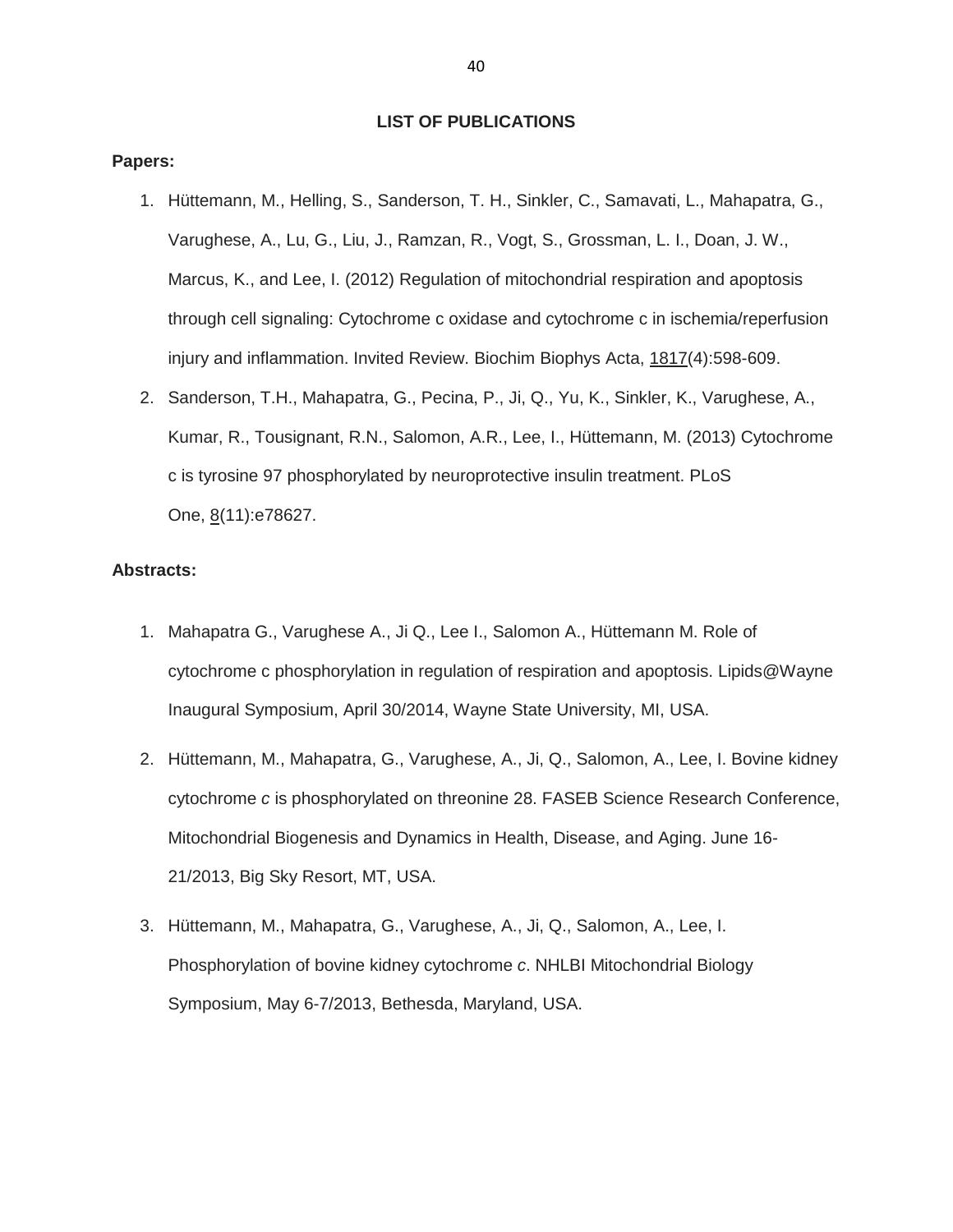## LIST OF PUBLICATIONS

**Papers:**

1. Hüttemann, M., Helling, S., Sanderson, T. H., Sinkler, C., Samavati, L., Mahapatra, G., Varughese, A., Lu, G., Liu, J., Ramzan, R., Vogt, S., Grossman, L. I., Doan, J. W., Marcus, K., and Lee, I. (2012) Regulation of mitochondrial respiration and apoptosis through cell signaling: Cytochrome c oxidase and cytochrome c in ischemia/reperfusion injury and inflammation. Invited Review. Biochim Biophys Acta, <u>1817</u>(4):598-609.
2. Sanderson, T.H., Mahapatra, G., Pecina, P., Ji, Q., Yu, K., Sinkler, K., Varughese, A., Kumar, R., Tousignant, R.N., Salomon, A.R., Lee, I., Hüttemann, M. (2013) Cytochrome c is tyrosine 97 phosphorylated by neuroprotective insulin treatment. PLoS One, <u>8</u>(11):e78627.

**Abstracts:**

1. Mahapatra G., Varughese A., Ji Q., Lee I., Salomon A., Hüttemann M. Role of cytochrome c phosphorylation in regulation of respiration and apoptosis. Lipids@Wayne Inaugural Symposium, April 30/2014, Wayne State University, MI, USA.
2. Hüttemann, M., Mahapatra, G., Varughese, A., Ji, Q., Salomon, A., Lee, I. Bovine kidney cytochrome *c* is phosphorylated on threonine 28. FASEB Science Research Conference, Mitochondrial Biogenesis and Dynamics in Health, Disease, and Aging. June 16-21/2013, Big Sky Resort, MT, USA.
3. Hüttemann, M., Mahapatra, G., Varughese, A., Ji, Q., Salomon, A., Lee, I. Phosphorylation of bovine kidney cytochrome *c*. NHLBI Mitochondrial Biology Symposium, May 6-7/2013, Bethesda, Maryland, USA.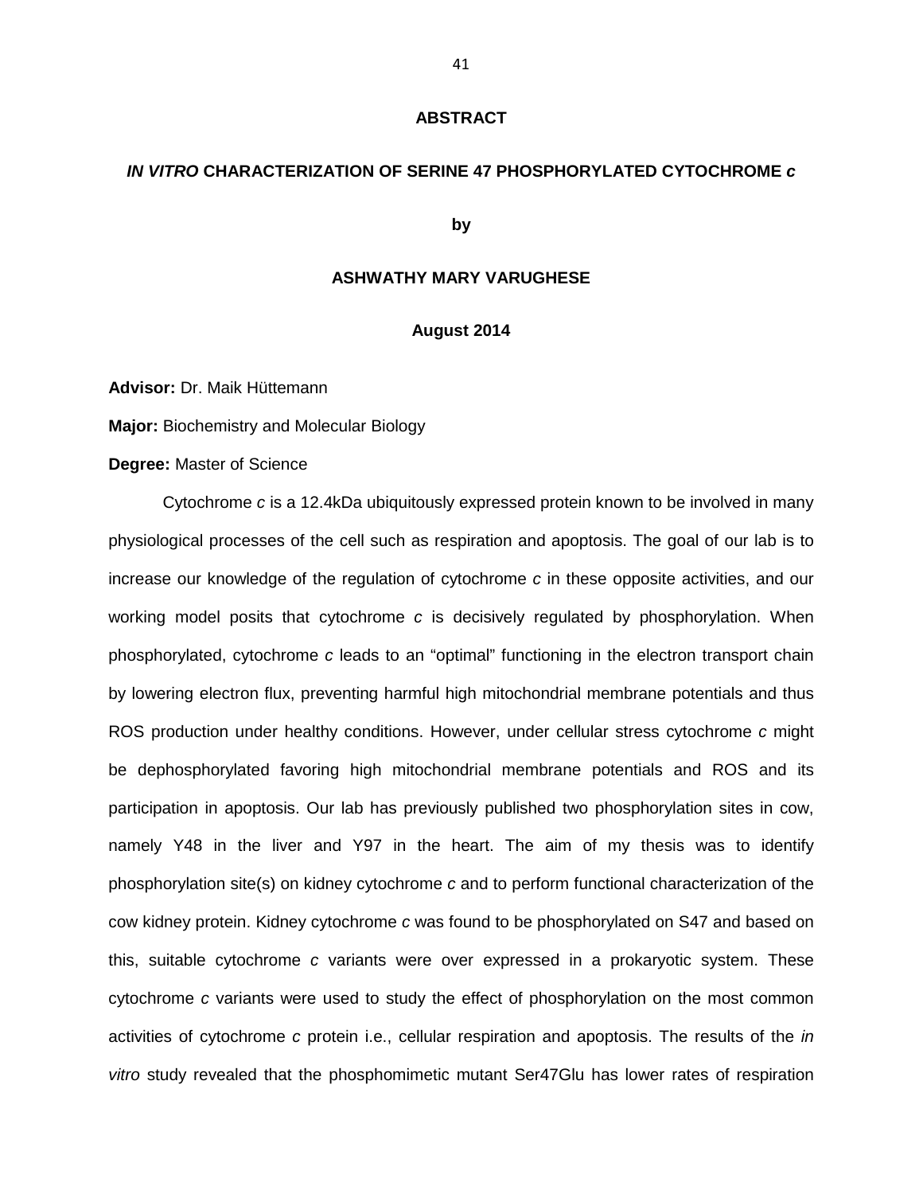# ABSTRACT

## *IN VITRO* CHARACTERIZATION OF SERINE 47 PHOSPHORYLATED CYTOCHROME *c*

**by**

**ASHWATHY MARY VARUGHESE**

**August 2014**

**Advisor:** Dr. Maik Hüttemann

**Major:** Biochemistry and Molecular Biology

**Degree:** Master of Science

Cytochrome *c* is a 12.4kDa ubiquitously expressed protein known to be involved in many physiological processes of the cell such as respiration and apoptosis. The goal of our lab is to increase our knowledge of the regulation of cytochrome *c* in these opposite activities, and our working model posits that cytochrome *c* is decisively regulated by phosphorylation. When phosphorylated, cytochrome *c* leads to an "optimal" functioning in the electron transport chain by lowering electron flux, preventing harmful high mitochondrial membrane potentials and thus ROS production under healthy conditions. However, under cellular stress cytochrome *c* might be dephosphorylated favoring high mitochondrial membrane potentials and ROS and its participation in apoptosis. Our lab has previously published two phosphorylation sites in cow, namely Y48 in the liver and Y97 in the heart. The aim of my thesis was to identify phosphorylation site(s) on kidney cytochrome *c* and to perform functional characterization of the cow kidney protein. Kidney cytochrome *c* was found to be phosphorylated on S47 and based on this, suitable cytochrome *c* variants were over expressed in a prokaryotic system. These cytochrome *c* variants were used to study the effect of phosphorylation on the most common activities of cytochrome *c* protein i.e., cellular respiration and apoptosis. The results of the *in vitro* study revealed that the phosphomimetic mutant Ser47Glu has lower rates of respiration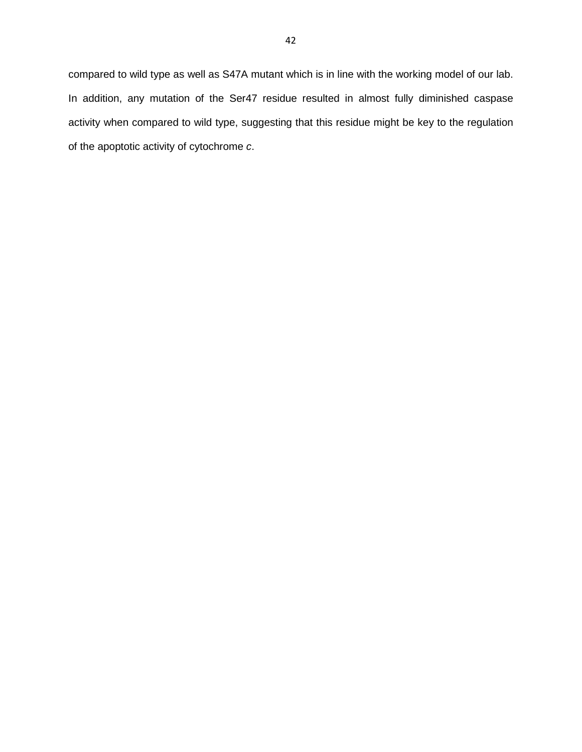compared to wild type as well as S47A mutant which is in line with the working model of our lab. In addition, any mutation of the Ser47 residue resulted in almost fully diminished caspase activity when compared to wild type, suggesting that this residue might be key to the regulation of the apoptotic activity of cytochrome *c*.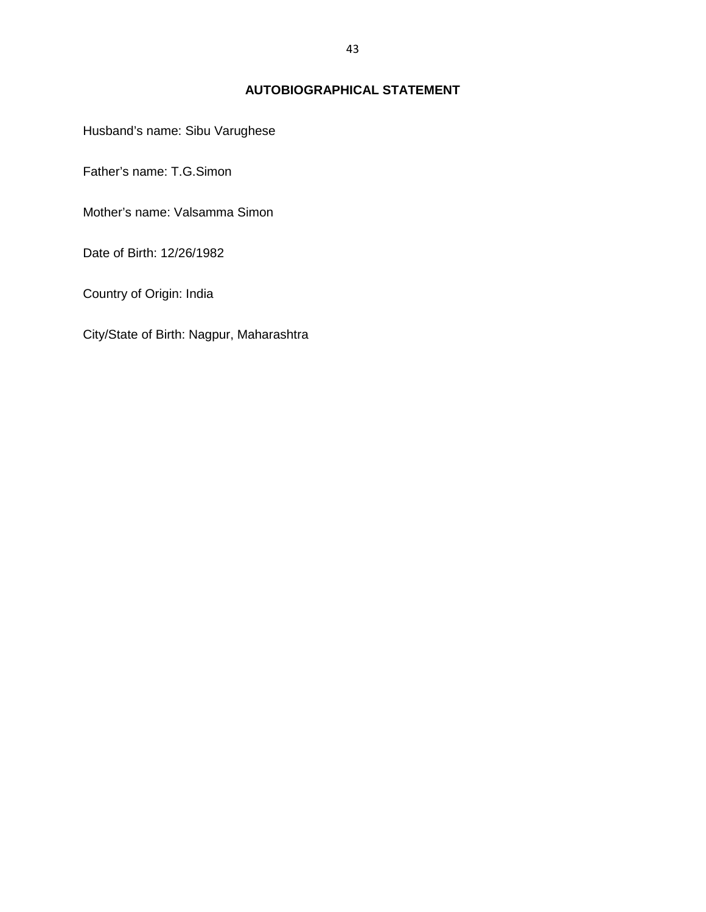# AUTOBIOGRAPHICAL STATEMENT

Husband's name: Sibu Varughese

Father's name: T.G.Simon

Mother's name: Valsamma Simon

Date of Birth: 12/26/1982

Country of Origin: India

City/State of Birth: Nagpur, Maharashtra